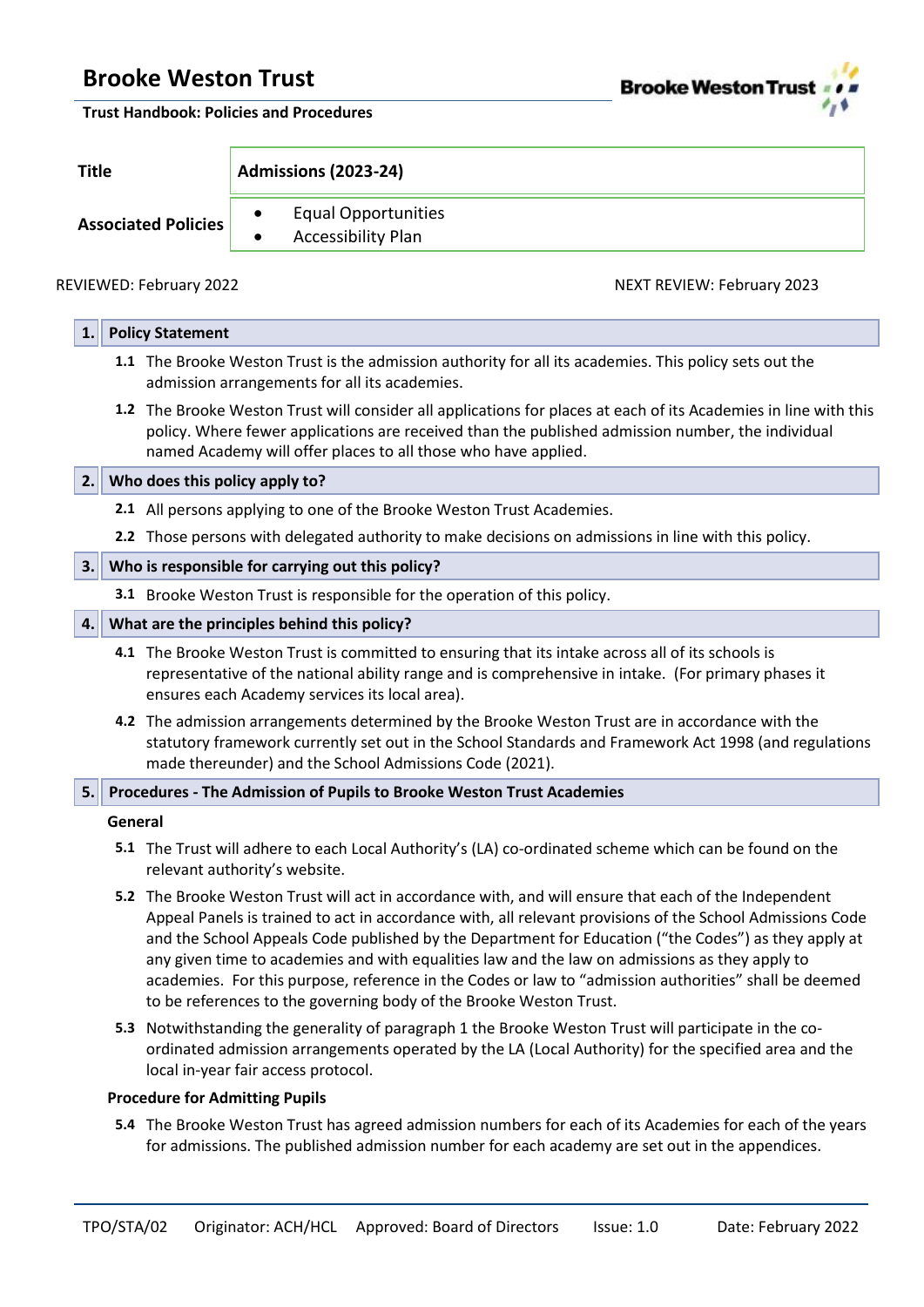# Brooke Weston Trust

**Trust Handbook: Policies and Procedures**

| **Title** | **Admissions (2023-24)** |
|---|---|
| **Associated Policies** | • Equal Opportunities<br>• Accessibility Plan |

REVIEWED: February 2022 NEXT REVIEW: February 2023

## 1. Policy Statement

**1.1** The Brooke Weston Trust is the admission authority for all its academies. This policy sets out the admission arrangements for all its academies.

**1.2** The Brooke Weston Trust will consider all applications for places at each of its Academies in line with this policy. Where fewer applications are received than the published admission number, the individual named Academy will offer places to all those who have applied.

## 2. Who does this policy apply to?

**2.1** All persons applying to one of the Brooke Weston Trust Academies.

**2.2** Those persons with delegated authority to make decisions on admissions in line with this policy.

## 3. Who is responsible for carrying out this policy?

**3.1** Brooke Weston Trust is responsible for the operation of this policy.

## 4. What are the principles behind this policy?

**4.1** The Brooke Weston Trust is committed to ensuring that its intake across all of its schools is representative of the national ability range and is comprehensive in intake. (For primary phases it ensures each Academy services its local area).

**4.2** The admission arrangements determined by the Brooke Weston Trust are in accordance with the statutory framework currently set out in the School Standards and Framework Act 1998 (and regulations made thereunder) and the School Admissions Code (2021).

## 5. Procedures - The Admission of Pupils to Brooke Weston Trust Academies

### General

**5.1** The Trust will adhere to each Local Authority's (LA) co-ordinated scheme which can be found on the relevant authority's website.

**5.2** The Brooke Weston Trust will act in accordance with, and will ensure that each of the Independent Appeal Panels is trained to act in accordance with, all relevant provisions of the School Admissions Code and the School Appeals Code published by the Department for Education ("the Codes") as they apply at any given time to academies and with equalities law and the law on admissions as they apply to academies. For this purpose, reference in the Codes or law to "admission authorities" shall be deemed to be references to the governing body of the Brooke Weston Trust.

**5.3** Notwithstanding the generality of paragraph 1 the Brooke Weston Trust will participate in the co-ordinated admission arrangements operated by the LA (Local Authority) for the specified area and the local in-year fair access protocol.

### Procedure for Admitting Pupils

**5.4** The Brooke Weston Trust has agreed admission numbers for each of its Academies for each of the years for admissions. The published admission number for each academy are set out in the appendices.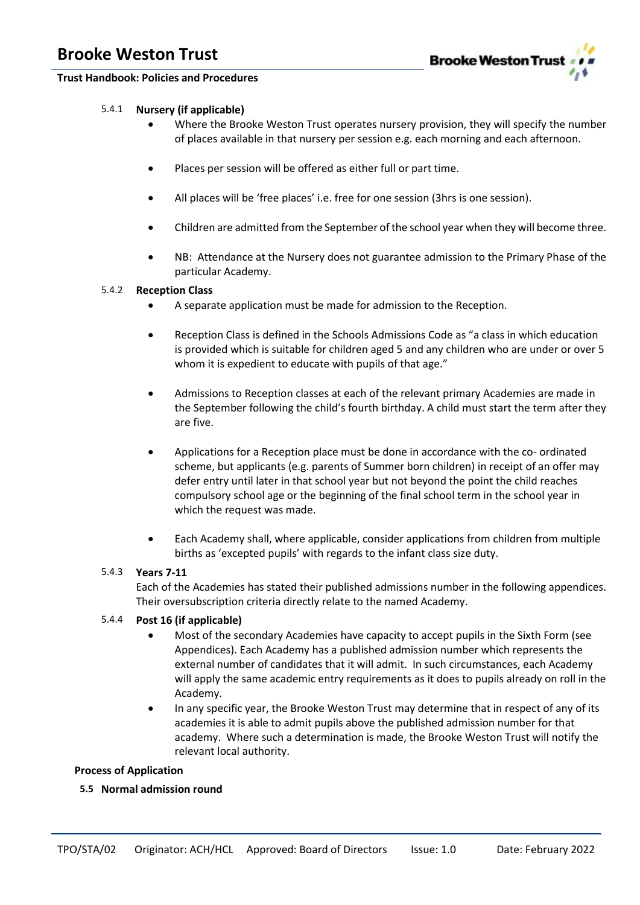#### 5.4.1 **Nursery (if applicable)**

- Where the Brooke Weston Trust operates nursery provision, they will specify the number of places available in that nursery per session e.g. each morning and each afternoon.
- Places per session will be offered as either full or part time.
- All places will be 'free places' i.e. free for one session (3hrs is one session).
- Children are admitted from the September of the school year when they will become three.
- NB: Attendance at the Nursery does not guarantee admission to the Primary Phase of the particular Academy.

#### 5.4.2 **Reception Class**

- A separate application must be made for admission to the Reception.
- Reception Class is defined in the Schools Admissions Code as "a class in which education is provided which is suitable for children aged 5 and any children who are under or over 5 whom it is expedient to educate with pupils of that age."
- Admissions to Reception classes at each of the relevant primary Academies are made in the September following the child's fourth birthday. A child must start the term after they are five.
- Applications for a Reception place must be done in accordance with the co- ordinated scheme, but applicants (e.g. parents of Summer born children) in receipt of an offer may defer entry until later in that school year but not beyond the point the child reaches compulsory school age or the beginning of the final school term in the school year in which the request was made.
- Each Academy shall, where applicable, consider applications from children from multiple births as 'excepted pupils' with regards to the infant class size duty.

#### 5.4.3 **Years 7-11**

Each of the Academies has stated their published admissions number in the following appendices. Their oversubscription criteria directly relate to the named Academy.

#### 5.4.4 **Post 16 (if applicable)**

- Most of the secondary Academies have capacity to accept pupils in the Sixth Form (see Appendices). Each Academy has a published admission number which represents the external number of candidates that it will admit. In such circumstances, each Academy will apply the same academic entry requirements as it does to pupils already on roll in the Academy.
- In any specific year, the Brooke Weston Trust may determine that in respect of any of its academies it is able to admit pupils above the published admission number for that academy. Where such a determination is made, the Brooke Weston Trust will notify the relevant local authority.

**Process of Application**

### 5.5 Normal admission round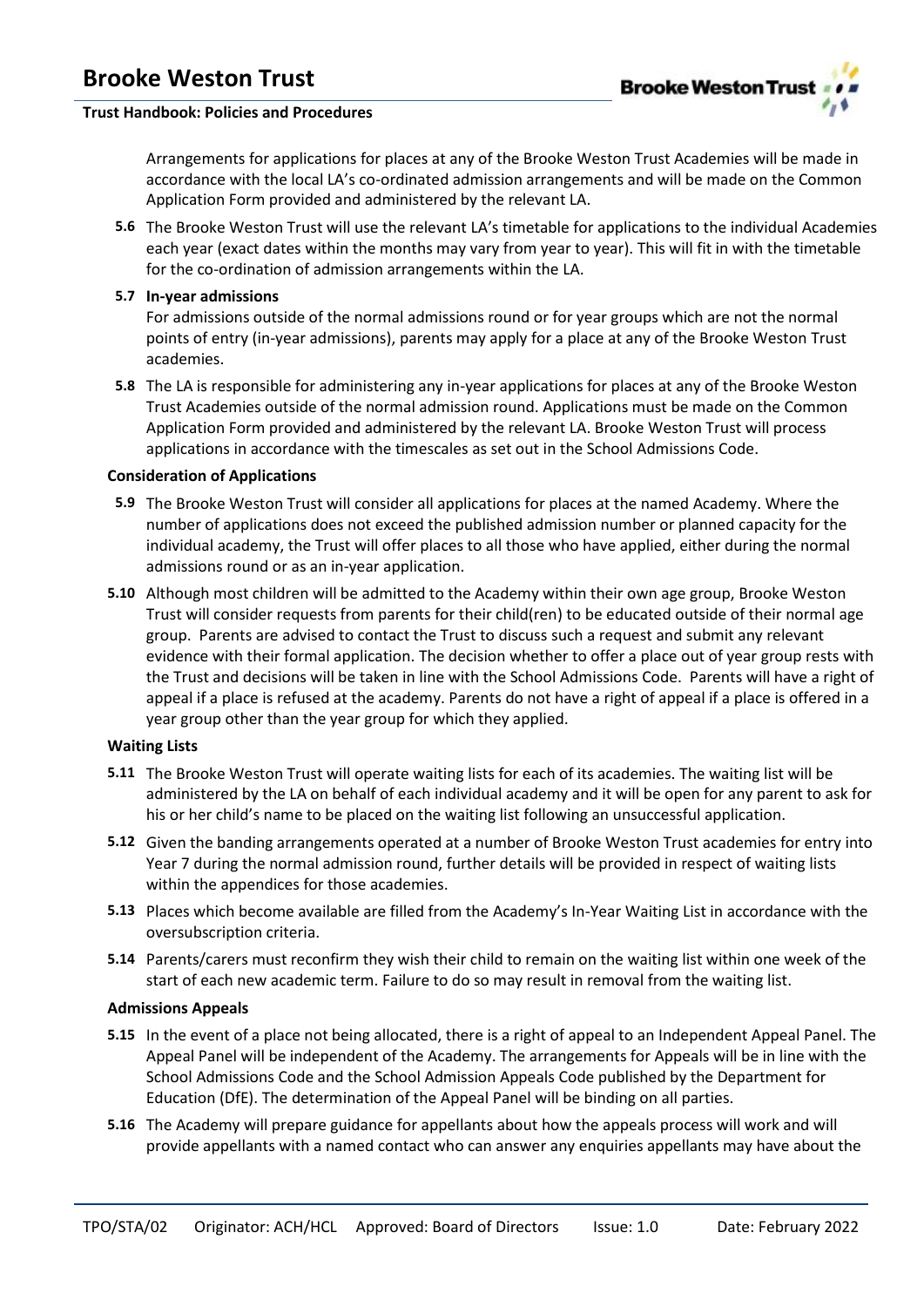Arrangements for applications for places at any of the Brooke Weston Trust Academies will be made in accordance with the local LA's co-ordinated admission arrangements and will be made on the Common Application Form provided and administered by the relevant LA.

**5.6** The Brooke Weston Trust will use the relevant LA's timetable for applications to the individual Academies each year (exact dates within the months may vary from year to year). This will fit in with the timetable for the co-ordination of admission arrangements within the LA.

**5.7 In-year admissions**
For admissions outside of the normal admissions round or for year groups which are not the normal points of entry (in-year admissions), parents may apply for a place at any of the Brooke Weston Trust academies.

**5.8** The LA is responsible for administering any in-year applications for places at any of the Brooke Weston Trust Academies outside of the normal admission round. Applications must be made on the Common Application Form provided and administered by the relevant LA. Brooke Weston Trust will process applications in accordance with the timescales as set out in the School Admissions Code.

**Consideration of Applications**

**5.9** The Brooke Weston Trust will consider all applications for places at the named Academy. Where the number of applications does not exceed the published admission number or planned capacity for the individual academy, the Trust will offer places to all those who have applied, either during the normal admissions round or as an in-year application.

**5.10** Although most children will be admitted to the Academy within their own age group, Brooke Weston Trust will consider requests from parents for their child(ren) to be educated outside of their normal age group. Parents are advised to contact the Trust to discuss such a request and submit any relevant evidence with their formal application. The decision whether to offer a place out of year group rests with the Trust and decisions will be taken in line with the School Admissions Code. Parents will have a right of appeal if a place is refused at the academy. Parents do not have a right of appeal if a place is offered in a year group other than the year group for which they applied.

**Waiting Lists**

**5.11** The Brooke Weston Trust will operate waiting lists for each of its academies. The waiting list will be administered by the LA on behalf of each individual academy and it will be open for any parent to ask for his or her child's name to be placed on the waiting list following an unsuccessful application.

**5.12** Given the banding arrangements operated at a number of Brooke Weston Trust academies for entry into Year 7 during the normal admission round, further details will be provided in respect of waiting lists within the appendices for those academies.

**5.13** Places which become available are filled from the Academy's In-Year Waiting List in accordance with the oversubscription criteria.

**5.14** Parents/carers must reconfirm they wish their child to remain on the waiting list within one week of the start of each new academic term. Failure to do so may result in removal from the waiting list.

**Admissions Appeals**

**5.15** In the event of a place not being allocated, there is a right of appeal to an Independent Appeal Panel. The Appeal Panel will be independent of the Academy. The arrangements for Appeals will be in line with the School Admissions Code and the School Admission Appeals Code published by the Department for Education (DfE). The determination of the Appeal Panel will be binding on all parties.

**5.16** The Academy will prepare guidance for appellants about how the appeals process will work and will provide appellants with a named contact who can answer any enquiries appellants may have about the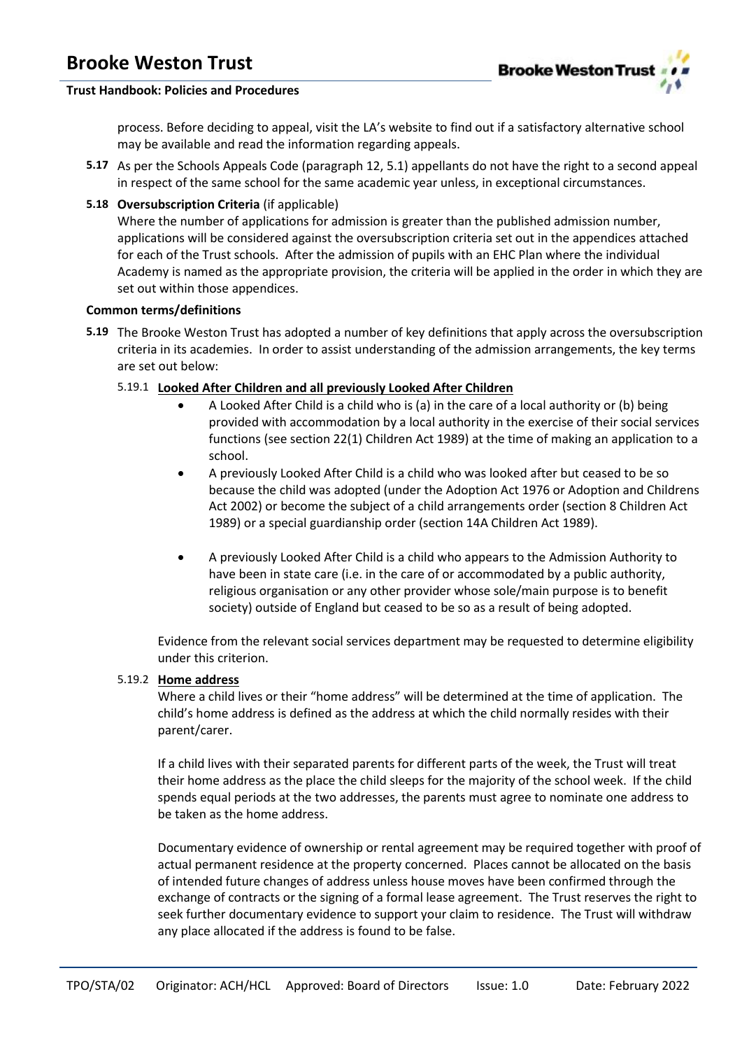process. Before deciding to appeal, visit the LA's website to find out if a satisfactory alternative school may be available and read the information regarding appeals.

**5.17** As per the Schools Appeals Code (paragraph 12, 5.1) appellants do not have the right to a second appeal in respect of the same school for the same academic year unless, in exceptional circumstances.

**5.18** **Oversubscription Criteria** (if applicable)
Where the number of applications for admission is greater than the published admission number, applications will be considered against the oversubscription criteria set out in the appendices attached for each of the Trust schools. After the admission of pupils with an EHC Plan where the individual Academy is named as the appropriate provision, the criteria will be applied in the order in which they are set out within those appendices.

**Common terms/definitions**

**5.19** The Brooke Weston Trust has adopted a number of key definitions that apply across the oversubscription criteria in its academies. In order to assist understanding of the admission arrangements, the key terms are set out below:

5.19.1 **Looked After Children and all previously Looked After Children**

- A Looked After Child is a child who is (a) in the care of a local authority or (b) being provided with accommodation by a local authority in the exercise of their social services functions (see section 22(1) Children Act 1989) at the time of making an application to a school.
- A previously Looked After Child is a child who was looked after but ceased to be so because the child was adopted (under the Adoption Act 1976 or Adoption and Childrens Act 2002) or become the subject of a child arrangements order (section 8 Children Act 1989) or a special guardianship order (section 14A Children Act 1989).
- A previously Looked After Child is a child who appears to the Admission Authority to have been in state care (i.e. in the care of or accommodated by a public authority, religious organisation or any other provider whose sole/main purpose is to benefit society) outside of England but ceased to be so as a result of being adopted.

Evidence from the relevant social services department may be requested to determine eligibility under this criterion.

5.19.2 **Home address**

Where a child lives or their "home address" will be determined at the time of application. The child's home address is defined as the address at which the child normally resides with their parent/carer.

If a child lives with their separated parents for different parts of the week, the Trust will treat their home address as the place the child sleeps for the majority of the school week. If the child spends equal periods at the two addresses, the parents must agree to nominate one address to be taken as the home address.

Documentary evidence of ownership or rental agreement may be required together with proof of actual permanent residence at the property concerned. Places cannot be allocated on the basis of intended future changes of address unless house moves have been confirmed through the exchange of contracts or the signing of a formal lease agreement. The Trust reserves the right to seek further documentary evidence to support your claim to residence. The Trust will withdraw any place allocated if the address is found to be false.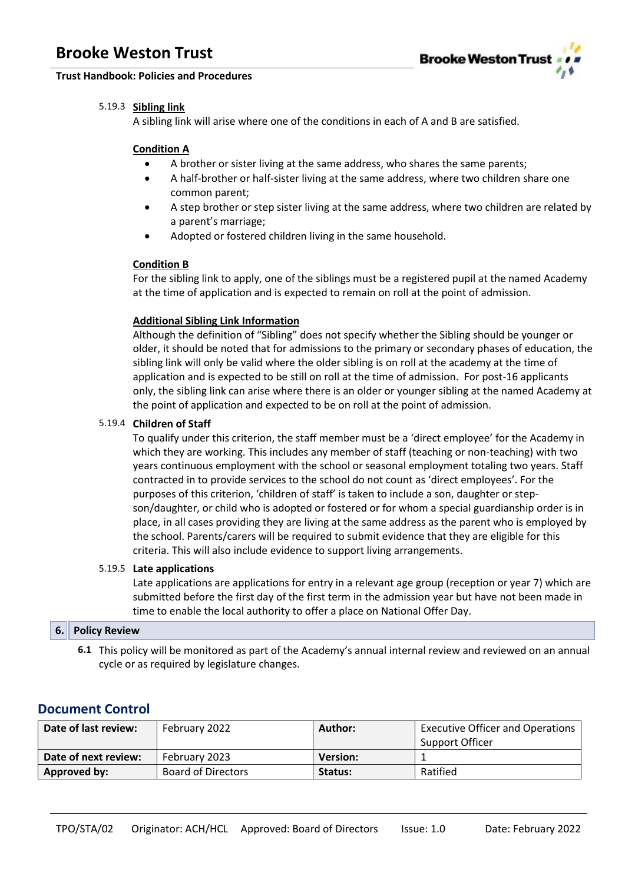5.19.3 **Sibling link**

A sibling link will arise where one of the conditions in each of A and B are satisfied.

**Condition A**

- A brother or sister living at the same address, who shares the same parents;
- A half-brother or half-sister living at the same address, where two children share one common parent;
- A step brother or step sister living at the same address, where two children are related by a parent's marriage;
- Adopted or fostered children living in the same household.

**Condition B**

For the sibling link to apply, one of the siblings must be a registered pupil at the named Academy at the time of application and is expected to remain on roll at the point of admission.

**Additional Sibling Link Information**

Although the definition of "Sibling" does not specify whether the Sibling should be younger or older, it should be noted that for admissions to the primary or secondary phases of education, the sibling link will only be valid where the older sibling is on roll at the academy at the time of application and is expected to be still on roll at the time of admission. For post-16 applicants only, the sibling link can arise where there is an older or younger sibling at the named Academy at the point of application and expected to be on roll at the point of admission.

5.19.4 **Children of Staff**

To qualify under this criterion, the staff member must be a 'direct employee' for the Academy in which they are working. This includes any member of staff (teaching or non-teaching) with two years continuous employment with the school or seasonal employment totaling two years. Staff contracted in to provide services to the school do not count as 'direct employees'. For the purposes of this criterion, 'children of staff' is taken to include a son, daughter or step-son/daughter, or child who is adopted or fostered or for whom a special guardianship order is in place, in all cases providing they are living at the same address as the parent who is employed by the school. Parents/carers will be required to submit evidence that they are eligible for this criteria. This will also include evidence to support living arrangements.

5.19.5 **Late applications**

Late applications are applications for entry in a relevant age group (reception or year 7) which are submitted before the first day of the first term in the admission year but have not been made in time to enable the local authority to offer a place on National Offer Day.

## 6. Policy Review

**6.1** This policy will be monitored as part of the Academy's annual internal review and reviewed on an annual cycle or as required by legislature changes.

## Document Control

| Date of last review: | February 2022 | Author: | Executive Officer and Operations Support Officer |
|---|---|---|---|
| Date of next review: | February 2023 | Version: | 1 |
| Approved by: | Board of Directors | Status: | Ratified |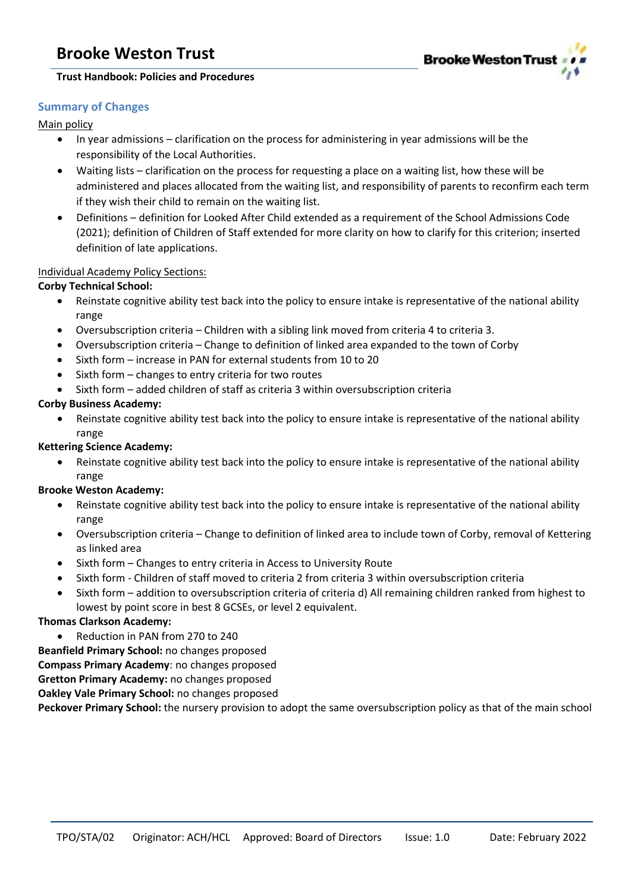## Summary of Changes

Main policy

- In year admissions – clarification on the process for administering in year admissions will be the responsibility of the Local Authorities.
- Waiting lists – clarification on the process for requesting a place on a waiting list, how these will be administered and places allocated from the waiting list, and responsibility of parents to reconfirm each term if they wish their child to remain on the waiting list.
- Definitions – definition for Looked After Child extended as a requirement of the School Admissions Code (2021); definition of Children of Staff extended for more clarity on how to clarify for this criterion; inserted definition of late applications.

Individual Academy Policy Sections:

**Corby Technical School:**

- Reinstate cognitive ability test back into the policy to ensure intake is representative of the national ability range
- Oversubscription criteria – Children with a sibling link moved from criteria 4 to criteria 3.
- Oversubscription criteria – Change to definition of linked area expanded to the town of Corby
- Sixth form – increase in PAN for external students from 10 to 20
- Sixth form – changes to entry criteria for two routes
- Sixth form – added children of staff as criteria 3 within oversubscription criteria

**Corby Business Academy:**

- Reinstate cognitive ability test back into the policy to ensure intake is representative of the national ability range

**Kettering Science Academy:**

- Reinstate cognitive ability test back into the policy to ensure intake is representative of the national ability range

**Brooke Weston Academy:**

- Reinstate cognitive ability test back into the policy to ensure intake is representative of the national ability range
- Oversubscription criteria – Change to definition of linked area to include town of Corby, removal of Kettering as linked area
- Sixth form – Changes to entry criteria in Access to University Route
- Sixth form - Children of staff moved to criteria 2 from criteria 3 within oversubscription criteria
- Sixth form – addition to oversubscription criteria of criteria d) All remaining children ranked from highest to lowest by point score in best 8 GCSEs, or level 2 equivalent.

**Thomas Clarkson Academy:**

- Reduction in PAN from 270 to 240

**Beanfield Primary School:** no changes proposed
**Compass Primary Academy**: no changes proposed
**Gretton Primary Academy:** no changes proposed
**Oakley Vale Primary School:** no changes proposed
**Peckover Primary School:** the nursery provision to adopt the same oversubscription policy as that of the main school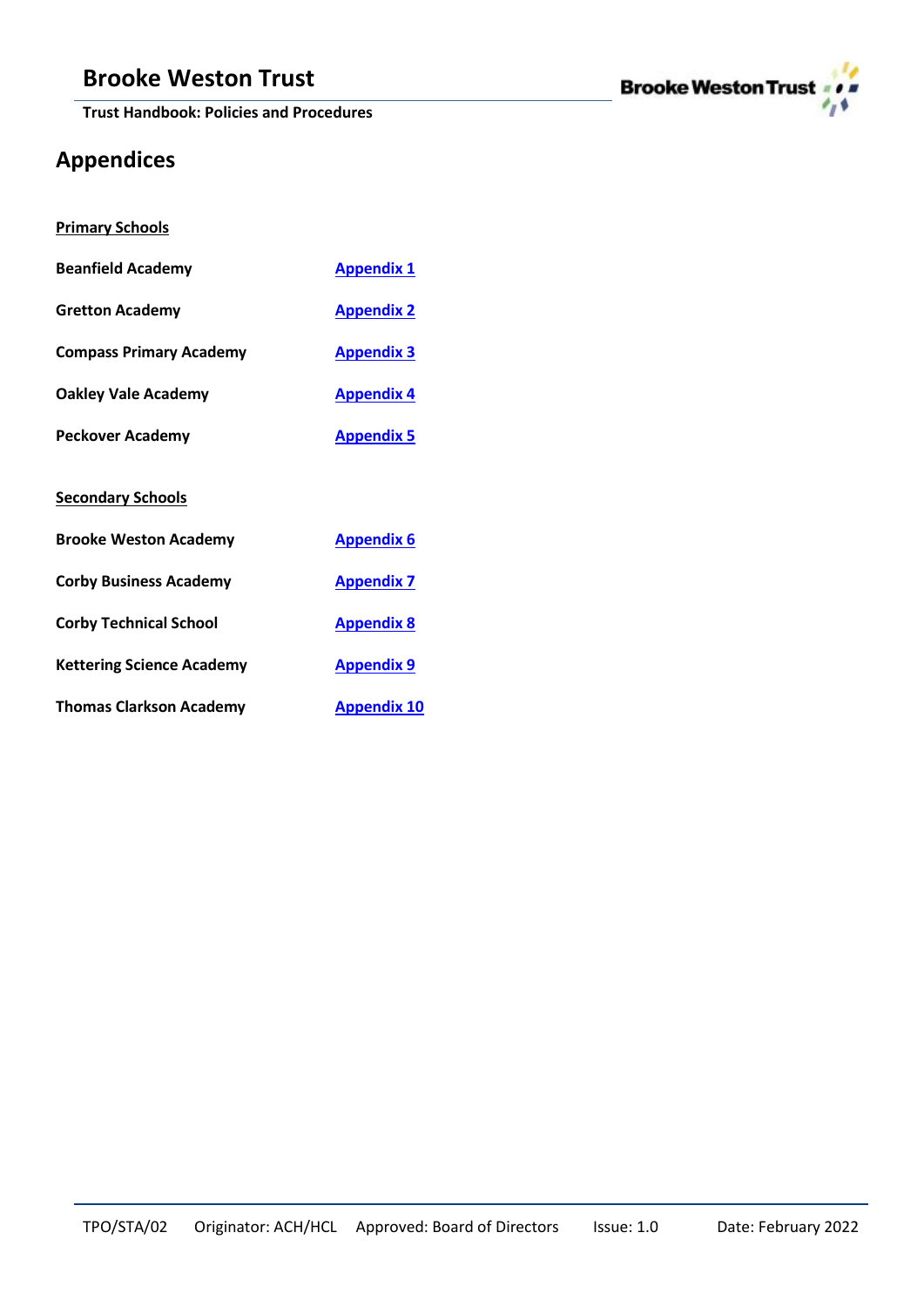## Appendices

**Primary Schools**

| | |
|---|---|
| **Beanfield Academy** | Appendix 1 |
| **Gretton Academy** | Appendix 2 |
| **Compass Primary Academy** | Appendix 3 |
| **Oakley Vale Academy** | Appendix 4 |
| **Peckover Academy** | Appendix 5 |

**Secondary Schools**

| | |
|---|---|
| **Brooke Weston Academy** | Appendix 6 |
| **Corby Business Academy** | Appendix 7 |
| **Corby Technical School** | Appendix 8 |
| **Kettering Science Academy** | Appendix 9 |
| **Thomas Clarkson Academy** | Appendix 10 |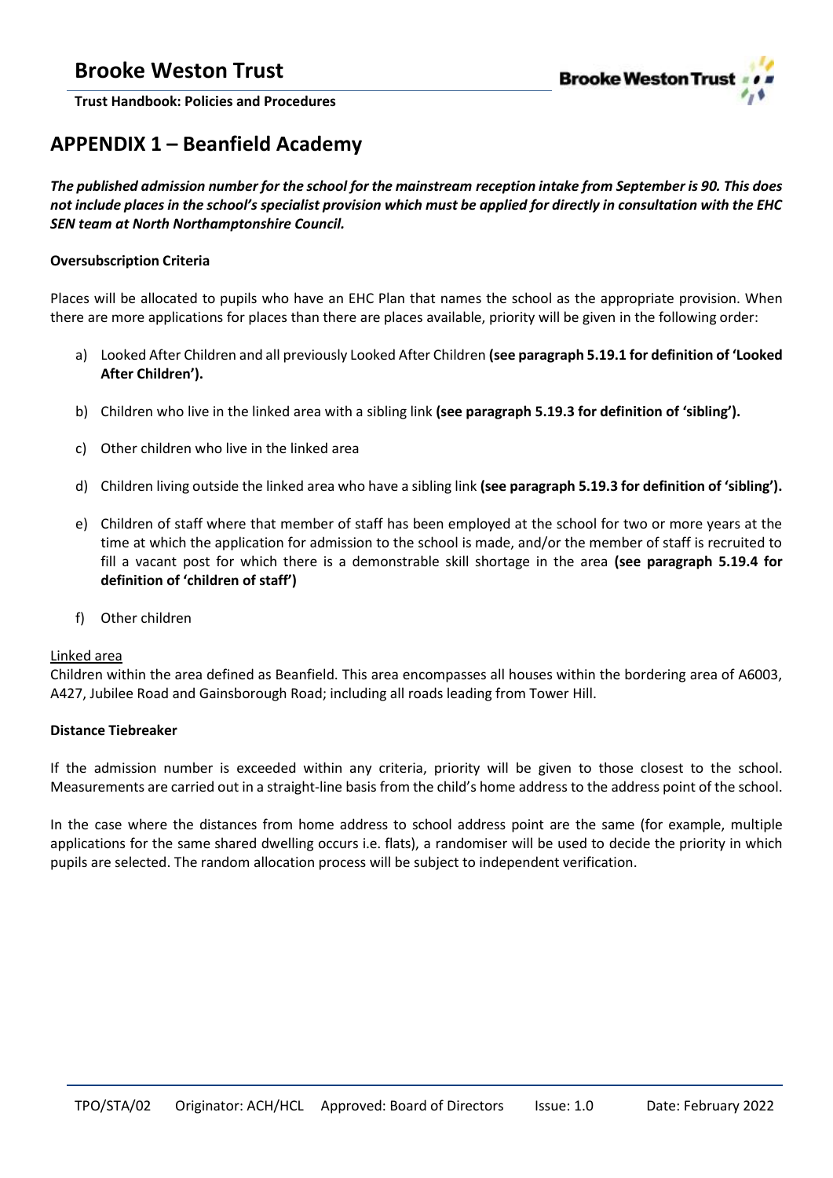## APPENDIX 1 – Beanfield Academy

***The published admission number for the school for the mainstream reception intake from September is 90. This does not include places in the school's specialist provision which must be applied for directly in consultation with the EHC SEN team at North Northamptonshire Council.***

**Oversubscription Criteria**

Places will be allocated to pupils who have an EHC Plan that names the school as the appropriate provision. When there are more applications for places than there are places available, priority will be given in the following order:

a) Looked After Children and all previously Looked After Children **(see paragraph 5.19.1 for definition of 'Looked After Children').**

b) Children who live in the linked area with a sibling link **(see paragraph 5.19.3 for definition of 'sibling').**

c) Other children who live in the linked area

d) Children living outside the linked area who have a sibling link **(see paragraph 5.19.3 for definition of 'sibling').**

e) Children of staff where that member of staff has been employed at the school for two or more years at the time at which the application for admission to the school is made, and/or the member of staff is recruited to fill a vacant post for which there is a demonstrable skill shortage in the area **(see paragraph 5.19.4 for definition of 'children of staff')**

f) Other children

Linked area

Children within the area defined as Beanfield. This area encompasses all houses within the bordering area of A6003, A427, Jubilee Road and Gainsborough Road; including all roads leading from Tower Hill.

**Distance Tiebreaker**

If the admission number is exceeded within any criteria, priority will be given to those closest to the school. Measurements are carried out in a straight-line basis from the child's home address to the address point of the school.

In the case where the distances from home address to school address point are the same (for example, multiple applications for the same shared dwelling occurs i.e. flats), a randomiser will be used to decide the priority in which pupils are selected. The random allocation process will be subject to independent verification.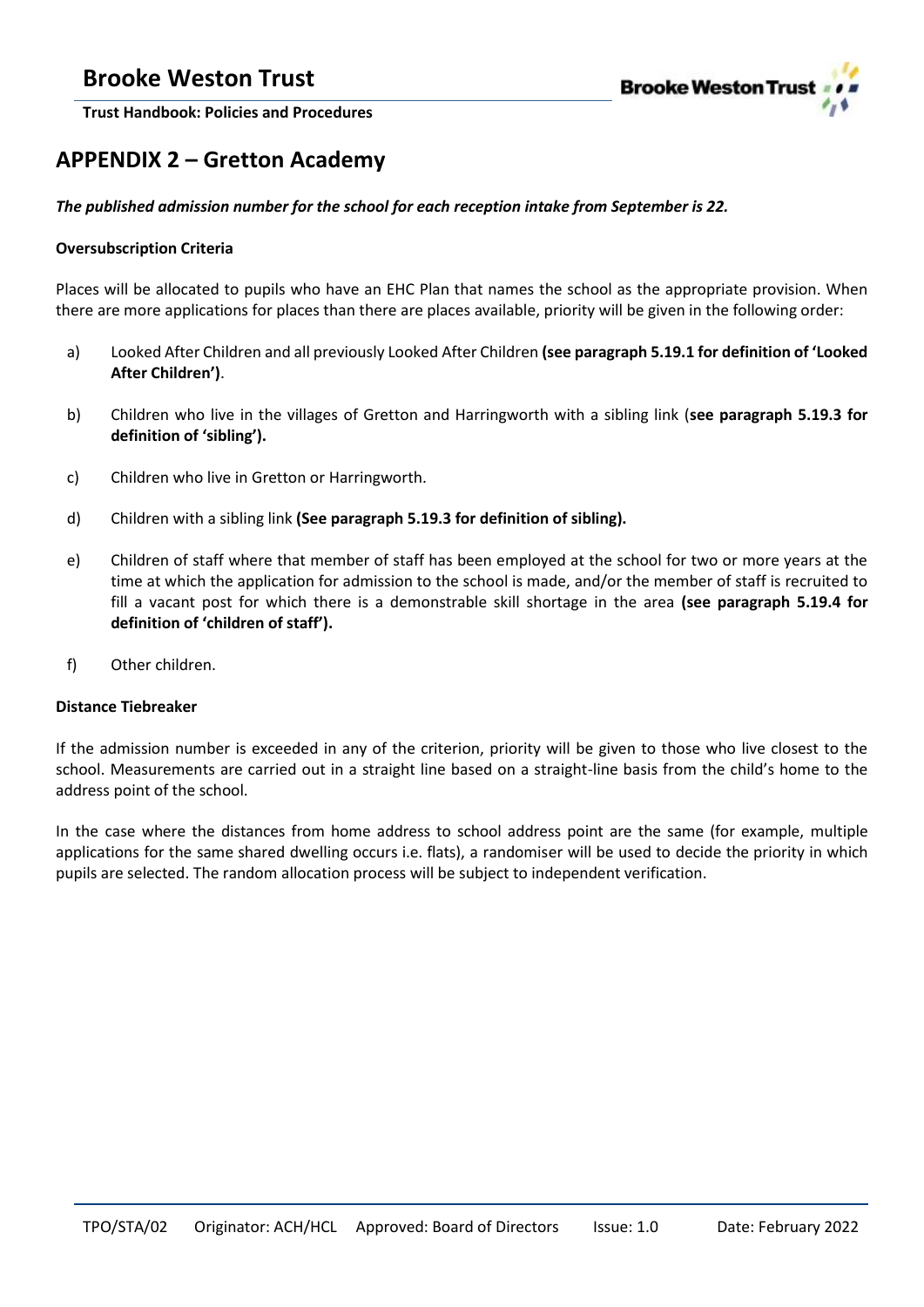## APPENDIX 2 – Gretton Academy

***The published admission number for the school for each reception intake from September is 22.***

**Oversubscription Criteria**

Places will be allocated to pupils who have an EHC Plan that names the school as the appropriate provision. When there are more applications for places than there are places available, priority will be given in the following order:

a) Looked After Children and all previously Looked After Children **(see paragraph 5.19.1 for definition of 'Looked After Children')**.

b) Children who live in the villages of Gretton and Harringworth with a sibling link (**see paragraph 5.19.3 for definition of 'sibling').**

c) Children who live in Gretton or Harringworth.

d) Children with a sibling link **(See paragraph 5.19.3 for definition of sibling).**

e) Children of staff where that member of staff has been employed at the school for two or more years at the time at which the application for admission to the school is made, and/or the member of staff is recruited to fill a vacant post for which there is a demonstrable skill shortage in the area **(see paragraph 5.19.4 for definition of 'children of staff').**

f) Other children.

**Distance Tiebreaker**

If the admission number is exceeded in any of the criterion, priority will be given to those who live closest to the school. Measurements are carried out in a straight line based on a straight-line basis from the child's home to the address point of the school.

In the case where the distances from home address to school address point are the same (for example, multiple applications for the same shared dwelling occurs i.e. flats), a randomiser will be used to decide the priority in which pupils are selected. The random allocation process will be subject to independent verification.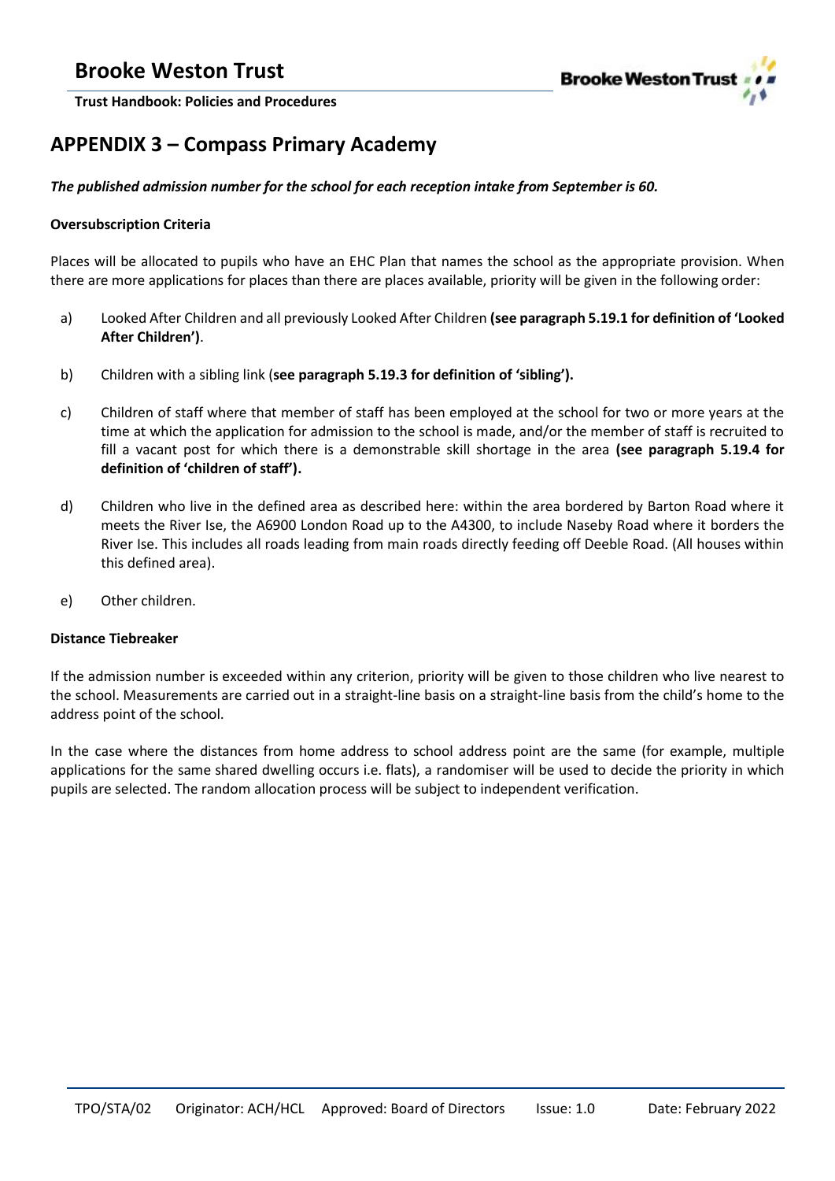## APPENDIX 3 – Compass Primary Academy

***The published admission number for the school for each reception intake from September is 60.***

**Oversubscription Criteria**

Places will be allocated to pupils who have an EHC Plan that names the school as the appropriate provision. When there are more applications for places than there are places available, priority will be given in the following order:

a) Looked After Children and all previously Looked After Children **(see paragraph 5.19.1 for definition of 'Looked After Children')**.

b) Children with a sibling link (**see paragraph 5.19.3 for definition of 'sibling').**

c) Children of staff where that member of staff has been employed at the school for two or more years at the time at which the application for admission to the school is made, and/or the member of staff is recruited to fill a vacant post for which there is a demonstrable skill shortage in the area **(see paragraph 5.19.4 for definition of 'children of staff').**

d) Children who live in the defined area as described here: within the area bordered by Barton Road where it meets the River Ise, the A6900 London Road up to the A4300, to include Naseby Road where it borders the River Ise. This includes all roads leading from main roads directly feeding off Deeble Road. (All houses within this defined area).

e) Other children.

**Distance Tiebreaker**

If the admission number is exceeded within any criterion, priority will be given to those children who live nearest to the school. Measurements are carried out in a straight-line basis on a straight-line basis from the child's home to the address point of the school.

In the case where the distances from home address to school address point are the same (for example, multiple applications for the same shared dwelling occurs i.e. flats), a randomiser will be used to decide the priority in which pupils are selected. The random allocation process will be subject to independent verification.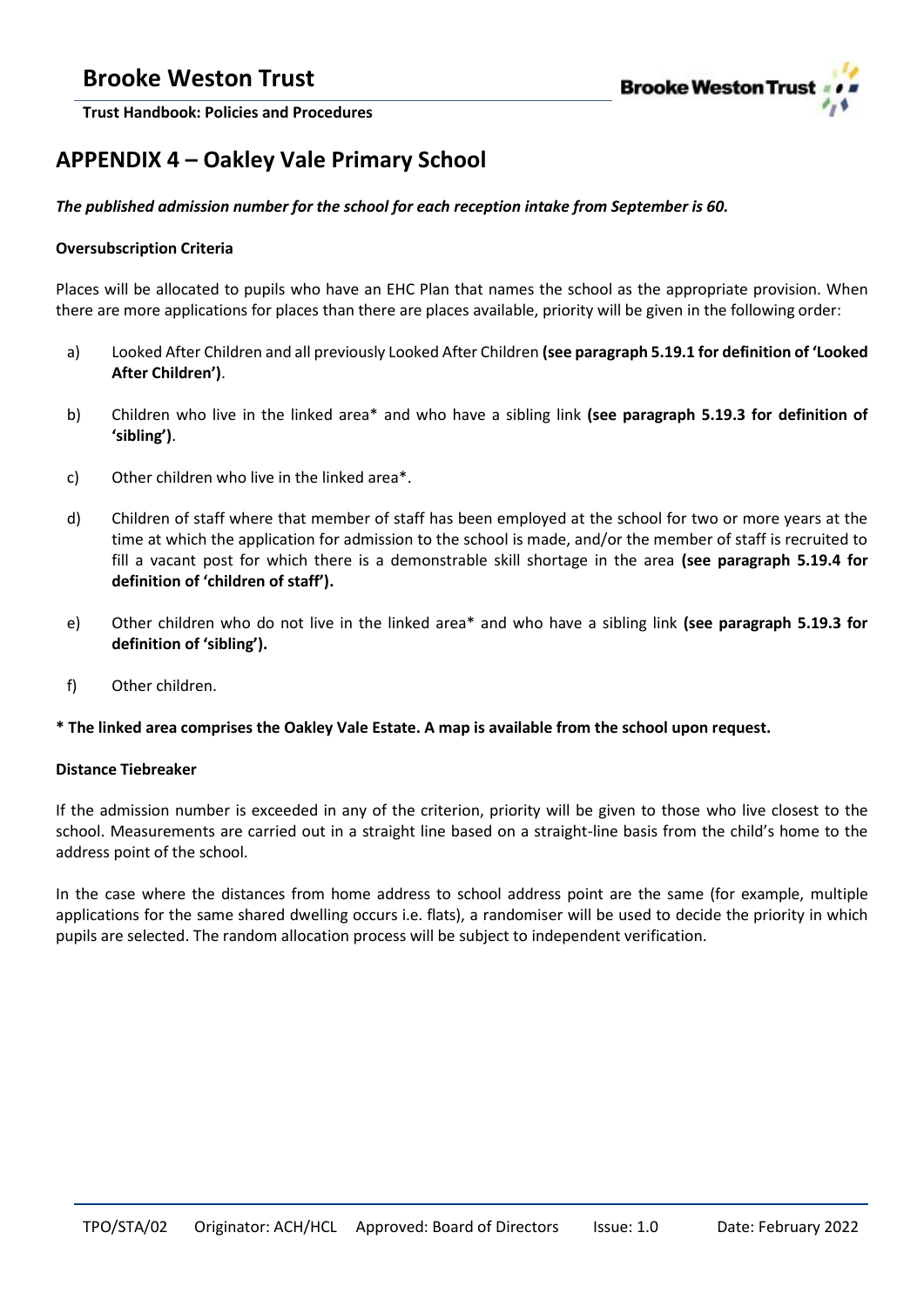## APPENDIX 4 – Oakley Vale Primary School

***The published admission number for the school for each reception intake from September is 60.***

**Oversubscription Criteria**

Places will be allocated to pupils who have an EHC Plan that names the school as the appropriate provision. When there are more applications for places than there are places available, priority will be given in the following order:

a) Looked After Children and all previously Looked After Children **(see paragraph 5.19.1 for definition of 'Looked After Children')**.

b) Children who live in the linked area* and who have a sibling link **(see paragraph 5.19.3 for definition of 'sibling')**.

c) Other children who live in the linked area*.

d) Children of staff where that member of staff has been employed at the school for two or more years at the time at which the application for admission to the school is made, and/or the member of staff is recruited to fill a vacant post for which there is a demonstrable skill shortage in the area **(see paragraph 5.19.4 for definition of 'children of staff').**

e) Other children who do not live in the linked area* and who have a sibling link **(see paragraph 5.19.3 for definition of 'sibling').**

f) Other children.

**\* The linked area comprises the Oakley Vale Estate. A map is available from the school upon request.**

**Distance Tiebreaker**

If the admission number is exceeded in any of the criterion, priority will be given to those who live closest to the school. Measurements are carried out in a straight line based on a straight-line basis from the child's home to the address point of the school.

In the case where the distances from home address to school address point are the same (for example, multiple applications for the same shared dwelling occurs i.e. flats), a randomiser will be used to decide the priority in which pupils are selected. The random allocation process will be subject to independent verification.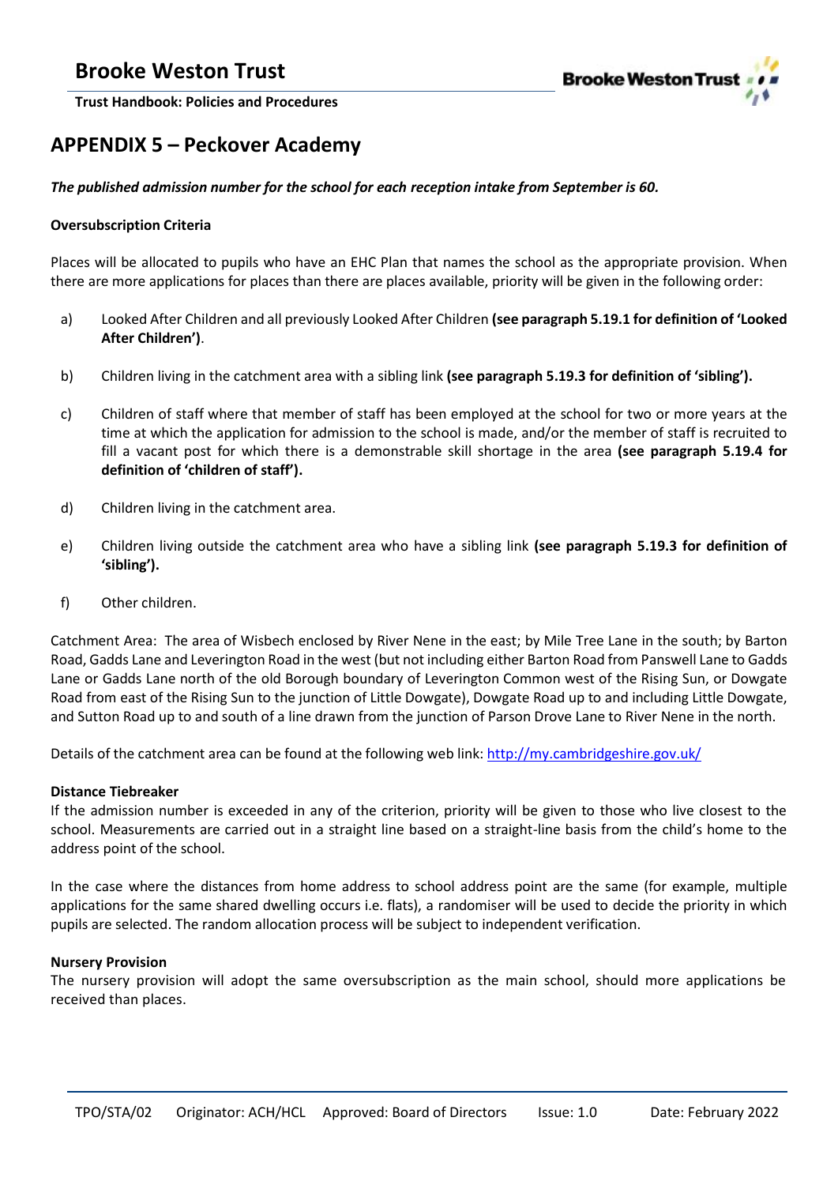## APPENDIX 5 – Peckover Academy

***The published admission number for the school for each reception intake from September is 60.***

**Oversubscription Criteria**

Places will be allocated to pupils who have an EHC Plan that names the school as the appropriate provision. When there are more applications for places than there are places available, priority will be given in the following order:

a) Looked After Children and all previously Looked After Children **(see paragraph 5.19.1 for definition of 'Looked After Children')**.

b) Children living in the catchment area with a sibling link **(see paragraph 5.19.3 for definition of 'sibling').**

c) Children of staff where that member of staff has been employed at the school for two or more years at the time at which the application for admission to the school is made, and/or the member of staff is recruited to fill a vacant post for which there is a demonstrable skill shortage in the area **(see paragraph 5.19.4 for definition of 'children of staff').**

d) Children living in the catchment area.

e) Children living outside the catchment area who have a sibling link **(see paragraph 5.19.3 for definition of 'sibling').**

f) Other children.

Catchment Area: The area of Wisbech enclosed by River Nene in the east; by Mile Tree Lane in the south; by Barton Road, Gadds Lane and Leverington Road in the west (but not including either Barton Road from Panswell Lane to Gadds Lane or Gadds Lane north of the old Borough boundary of Leverington Common west of the Rising Sun, or Dowgate Road from east of the Rising Sun to the junction of Little Dowgate), Dowgate Road up to and including Little Dowgate, and Sutton Road up to and south of a line drawn from the junction of Parson Drove Lane to River Nene in the north.

Details of the catchment area can be found at the following web link: [http://my.cambridgeshire.gov.uk/](http://my.cambridgeshire.gov.uk/)

**Distance Tiebreaker**

If the admission number is exceeded in any of the criterion, priority will be given to those who live closest to the school. Measurements are carried out in a straight line based on a straight-line basis from the child's home to the address point of the school.

In the case where the distances from home address to school address point are the same (for example, multiple applications for the same shared dwelling occurs i.e. flats), a randomiser will be used to decide the priority in which pupils are selected. The random allocation process will be subject to independent verification.

**Nursery Provision**

The nursery provision will adopt the same oversubscription as the main school, should more applications be received than places.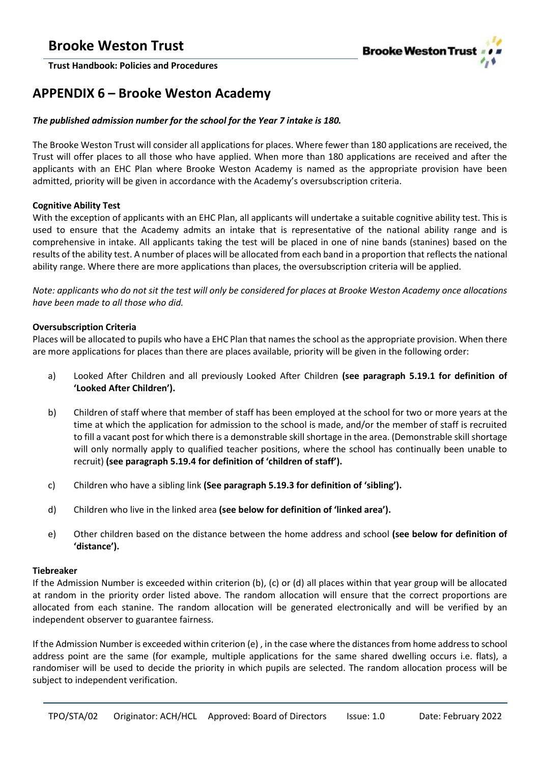## APPENDIX 6 – Brooke Weston Academy

***The published admission number for the school for the Year 7 intake is 180.***

The Brooke Weston Trust will consider all applications for places. Where fewer than 180 applications are received, the Trust will offer places to all those who have applied. When more than 180 applications are received and after the applicants with an EHC Plan where Brooke Weston Academy is named as the appropriate provision have been admitted, priority will be given in accordance with the Academy's oversubscription criteria.

**Cognitive Ability Test**

With the exception of applicants with an EHC Plan, all applicants will undertake a suitable cognitive ability test. This is used to ensure that the Academy admits an intake that is representative of the national ability range and is comprehensive in intake. All applicants taking the test will be placed in one of nine bands (stanines) based on the results of the ability test. A number of places will be allocated from each band in a proportion that reflects the national ability range. Where there are more applications than places, the oversubscription criteria will be applied.

*Note: applicants who do not sit the test will only be considered for places at Brooke Weston Academy once allocations have been made to all those who did.*

**Oversubscription Criteria**

Places will be allocated to pupils who have a EHC Plan that names the school as the appropriate provision. When there are more applications for places than there are places available, priority will be given in the following order:

a) Looked After Children and all previously Looked After Children **(see paragraph 5.19.1 for definition of 'Looked After Children').**

b) Children of staff where that member of staff has been employed at the school for two or more years at the time at which the application for admission to the school is made, and/or the member of staff is recruited to fill a vacant post for which there is a demonstrable skill shortage in the area. (Demonstrable skill shortage will only normally apply to qualified teacher positions, where the school has continually been unable to recruit) **(see paragraph 5.19.4 for definition of 'children of staff').**

c) Children who have a sibling link **(See paragraph 5.19.3 for definition of 'sibling').**

d) Children who live in the linked area **(see below for definition of 'linked area').**

e) Other children based on the distance between the home address and school **(see below for definition of 'distance').**

**Tiebreaker**

If the Admission Number is exceeded within criterion (b), (c) or (d) all places within that year group will be allocated at random in the priority order listed above. The random allocation will ensure that the correct proportions are allocated from each stanine. The random allocation will be generated electronically and will be verified by an independent observer to guarantee fairness.

If the Admission Number is exceeded within criterion (e) , in the case where the distances from home address to school address point are the same (for example, multiple applications for the same shared dwelling occurs i.e. flats), a randomiser will be used to decide the priority in which pupils are selected. The random allocation process will be subject to independent verification.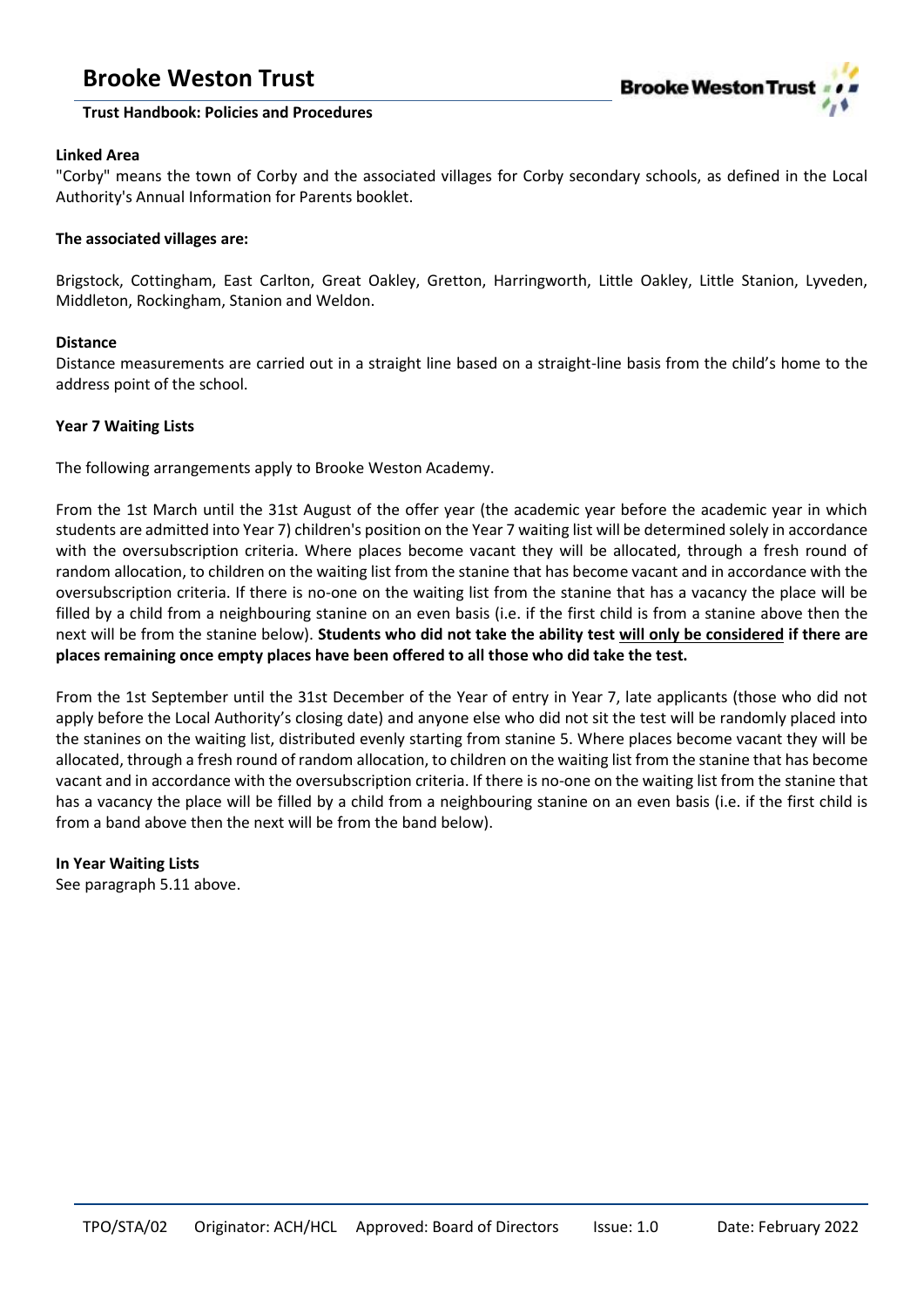**Linked Area**
"Corby" means the town of Corby and the associated villages for Corby secondary schools, as defined in the Local Authority's Annual Information for Parents booklet.

**The associated villages are:**

Brigstock, Cottingham, East Carlton, Great Oakley, Gretton, Harringworth, Little Oakley, Little Stanion, Lyveden, Middleton, Rockingham, Stanion and Weldon.

**Distance**
Distance measurements are carried out in a straight line based on a straight-line basis from the child's home to the address point of the school.

**Year 7 Waiting Lists**

The following arrangements apply to Brooke Weston Academy.

From the 1st March until the 31st August of the offer year (the academic year before the academic year in which students are admitted into Year 7) children's position on the Year 7 waiting list will be determined solely in accordance with the oversubscription criteria. Where places become vacant they will be allocated, through a fresh round of random allocation, to children on the waiting list from the stanine that has become vacant and in accordance with the oversubscription criteria. If there is no-one on the waiting list from the stanine that has a vacancy the place will be filled by a child from a neighbouring stanine on an even basis (i.e. if the first child is from a stanine above then the next will be from the stanine below). **Students who did not take the ability test <u>will only be considered</u> if there are places remaining once empty places have been offered to all those who did take the test.**

From the 1st September until the 31st December of the Year of entry in Year 7, late applicants (those who did not apply before the Local Authority's closing date) and anyone else who did not sit the test will be randomly placed into the stanines on the waiting list, distributed evenly starting from stanine 5. Where places become vacant they will be allocated, through a fresh round of random allocation, to children on the waiting list from the stanine that has become vacant and in accordance with the oversubscription criteria. If there is no-one on the waiting list from the stanine that has a vacancy the place will be filled by a child from a neighbouring stanine on an even basis (i.e. if the first child is from a band above then the next will be from the band below).

**In Year Waiting Lists**
See paragraph 5.11 above.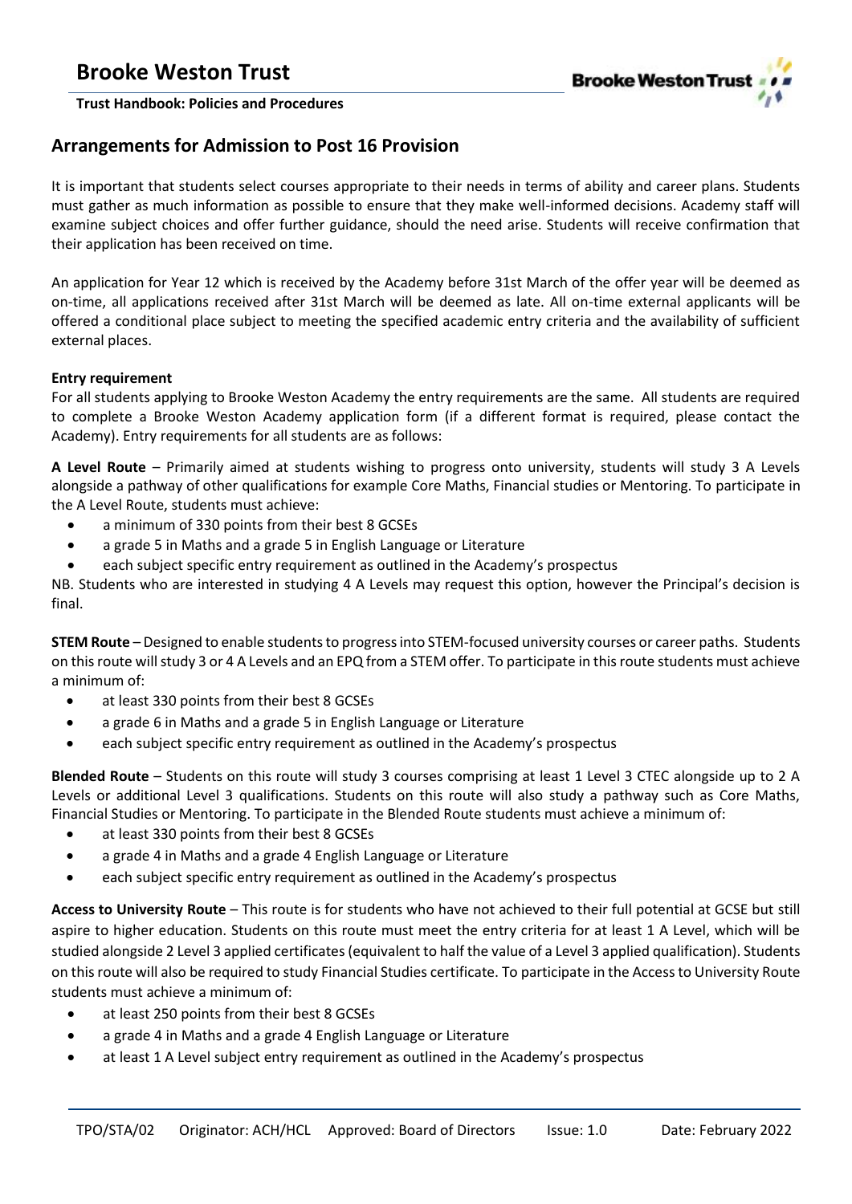## Arrangements for Admission to Post 16 Provision

It is important that students select courses appropriate to their needs in terms of ability and career plans. Students must gather as much information as possible to ensure that they make well-informed decisions. Academy staff will examine subject choices and offer further guidance, should the need arise. Students will receive confirmation that their application has been received on time.

An application for Year 12 which is received by the Academy before 31st March of the offer year will be deemed as on-time, all applications received after 31st March will be deemed as late. All on-time external applicants will be offered a conditional place subject to meeting the specified academic entry criteria and the availability of sufficient external places.

**Entry requirement**

For all students applying to Brooke Weston Academy the entry requirements are the same. All students are required to complete a Brooke Weston Academy application form (if a different format is required, please contact the Academy). Entry requirements for all students are as follows:

**A Level Route** – Primarily aimed at students wishing to progress onto university, students will study 3 A Levels alongside a pathway of other qualifications for example Core Maths, Financial studies or Mentoring. To participate in the A Level Route, students must achieve:

- a minimum of 330 points from their best 8 GCSEs
- a grade 5 in Maths and a grade 5 in English Language or Literature
- each subject specific entry requirement as outlined in the Academy's prospectus

NB. Students who are interested in studying 4 A Levels may request this option, however the Principal's decision is final.

**STEM Route** – Designed to enable students to progress into STEM-focused university courses or career paths. Students on this route will study 3 or 4 A Levels and an EPQ from a STEM offer. To participate in this route students must achieve a minimum of:

- at least 330 points from their best 8 GCSEs
- a grade 6 in Maths and a grade 5 in English Language or Literature
- each subject specific entry requirement as outlined in the Academy's prospectus

**Blended Route** – Students on this route will study 3 courses comprising at least 1 Level 3 CTEC alongside up to 2 A Levels or additional Level 3 qualifications. Students on this route will also study a pathway such as Core Maths, Financial Studies or Mentoring. To participate in the Blended Route students must achieve a minimum of:

- at least 330 points from their best 8 GCSEs
- a grade 4 in Maths and a grade 4 English Language or Literature
- each subject specific entry requirement as outlined in the Academy's prospectus

**Access to University Route** – This route is for students who have not achieved to their full potential at GCSE but still aspire to higher education. Students on this route must meet the entry criteria for at least 1 A Level, which will be studied alongside 2 Level 3 applied certificates (equivalent to half the value of a Level 3 applied qualification). Students on this route will also be required to study Financial Studies certificate. To participate in the Access to University Route students must achieve a minimum of:

- at least 250 points from their best 8 GCSEs
- a grade 4 in Maths and a grade 4 English Language or Literature
- at least 1 A Level subject entry requirement as outlined in the Academy's prospectus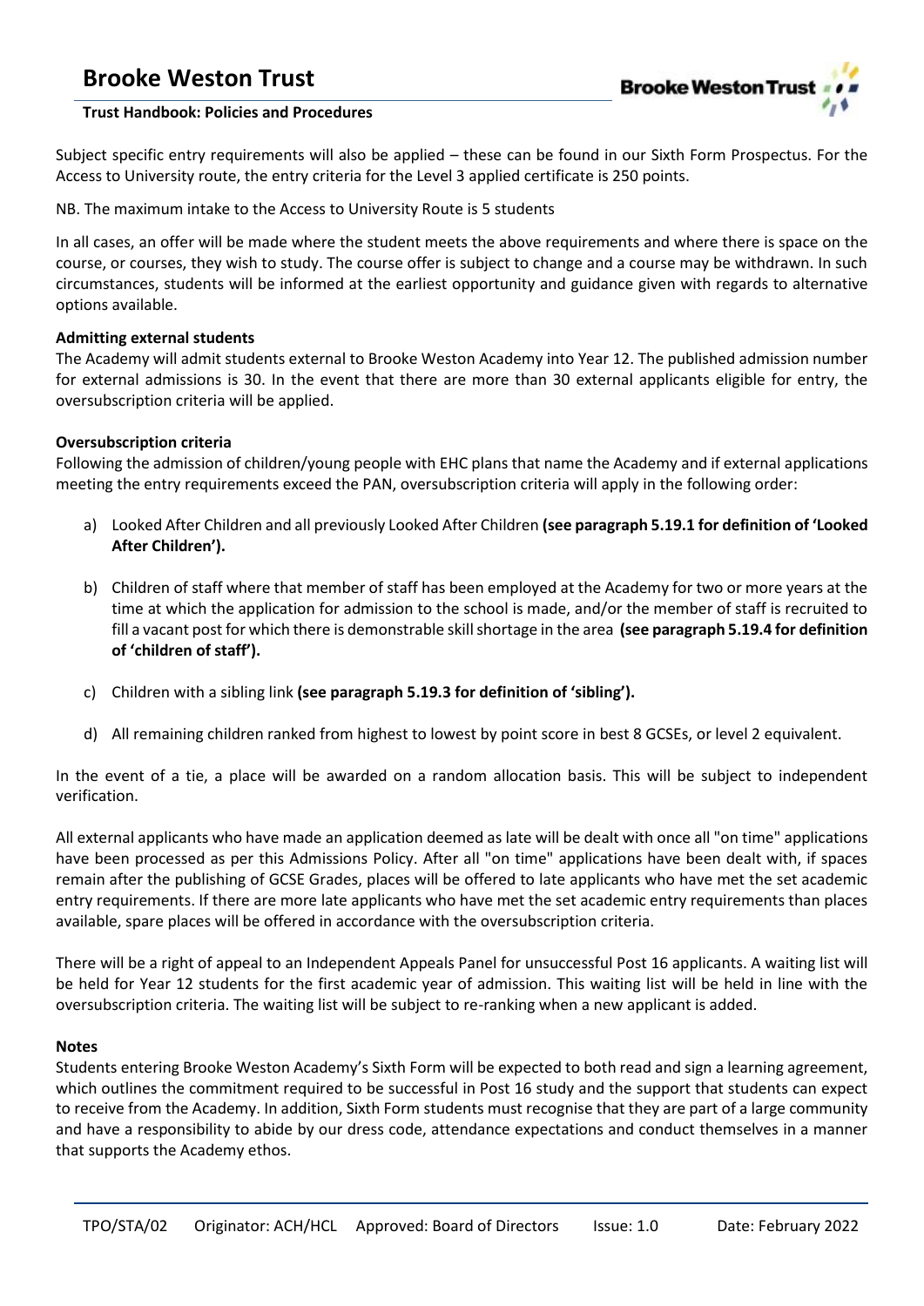Subject specific entry requirements will also be applied – these can be found in our Sixth Form Prospectus. For the Access to University route, the entry criteria for the Level 3 applied certificate is 250 points.

NB. The maximum intake to the Access to University Route is 5 students

In all cases, an offer will be made where the student meets the above requirements and where there is space on the course, or courses, they wish to study. The course offer is subject to change and a course may be withdrawn. In such circumstances, students will be informed at the earliest opportunity and guidance given with regards to alternative options available.

**Admitting external students**

The Academy will admit students external to Brooke Weston Academy into Year 12. The published admission number for external admissions is 30. In the event that there are more than 30 external applicants eligible for entry, the oversubscription criteria will be applied.

**Oversubscription criteria**

Following the admission of children/young people with EHC plans that name the Academy and if external applications meeting the entry requirements exceed the PAN, oversubscription criteria will apply in the following order:

a) Looked After Children and all previously Looked After Children **(see paragraph 5.19.1 for definition of 'Looked After Children').**

b) Children of staff where that member of staff has been employed at the Academy for two or more years at the time at which the application for admission to the school is made, and/or the member of staff is recruited to fill a vacant post for which there is demonstrable skill shortage in the area **(see paragraph 5.19.4 for definition of 'children of staff').**

c) Children with a sibling link **(see paragraph 5.19.3 for definition of 'sibling').**

d) All remaining children ranked from highest to lowest by point score in best 8 GCSEs, or level 2 equivalent.

In the event of a tie, a place will be awarded on a random allocation basis. This will be subject to independent verification.

All external applicants who have made an application deemed as late will be dealt with once all "on time" applications have been processed as per this Admissions Policy. After all "on time" applications have been dealt with, if spaces remain after the publishing of GCSE Grades, places will be offered to late applicants who have met the set academic entry requirements. If there are more late applicants who have met the set academic entry requirements than places available, spare places will be offered in accordance with the oversubscription criteria.

There will be a right of appeal to an Independent Appeals Panel for unsuccessful Post 16 applicants. A waiting list will be held for Year 12 students for the first academic year of admission. This waiting list will be held in line with the oversubscription criteria. The waiting list will be subject to re-ranking when a new applicant is added.

**Notes**

Students entering Brooke Weston Academy's Sixth Form will be expected to both read and sign a learning agreement, which outlines the commitment required to be successful in Post 16 study and the support that students can expect to receive from the Academy. In addition, Sixth Form students must recognise that they are part of a large community and have a responsibility to abide by our dress code, attendance expectations and conduct themselves in a manner that supports the Academy ethos.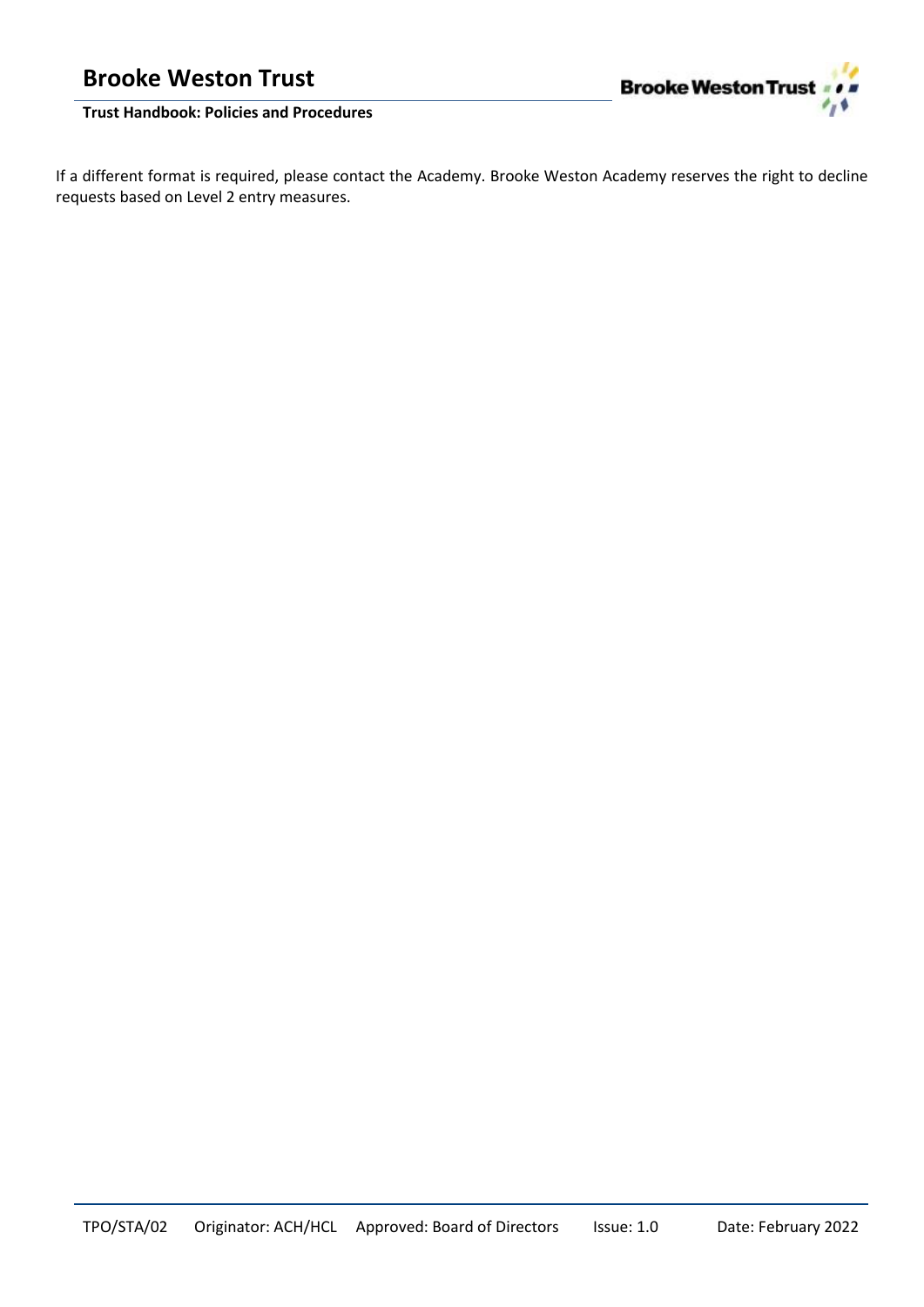If a different format is required, please contact the Academy. Brooke Weston Academy reserves the right to decline requests based on Level 2 entry measures.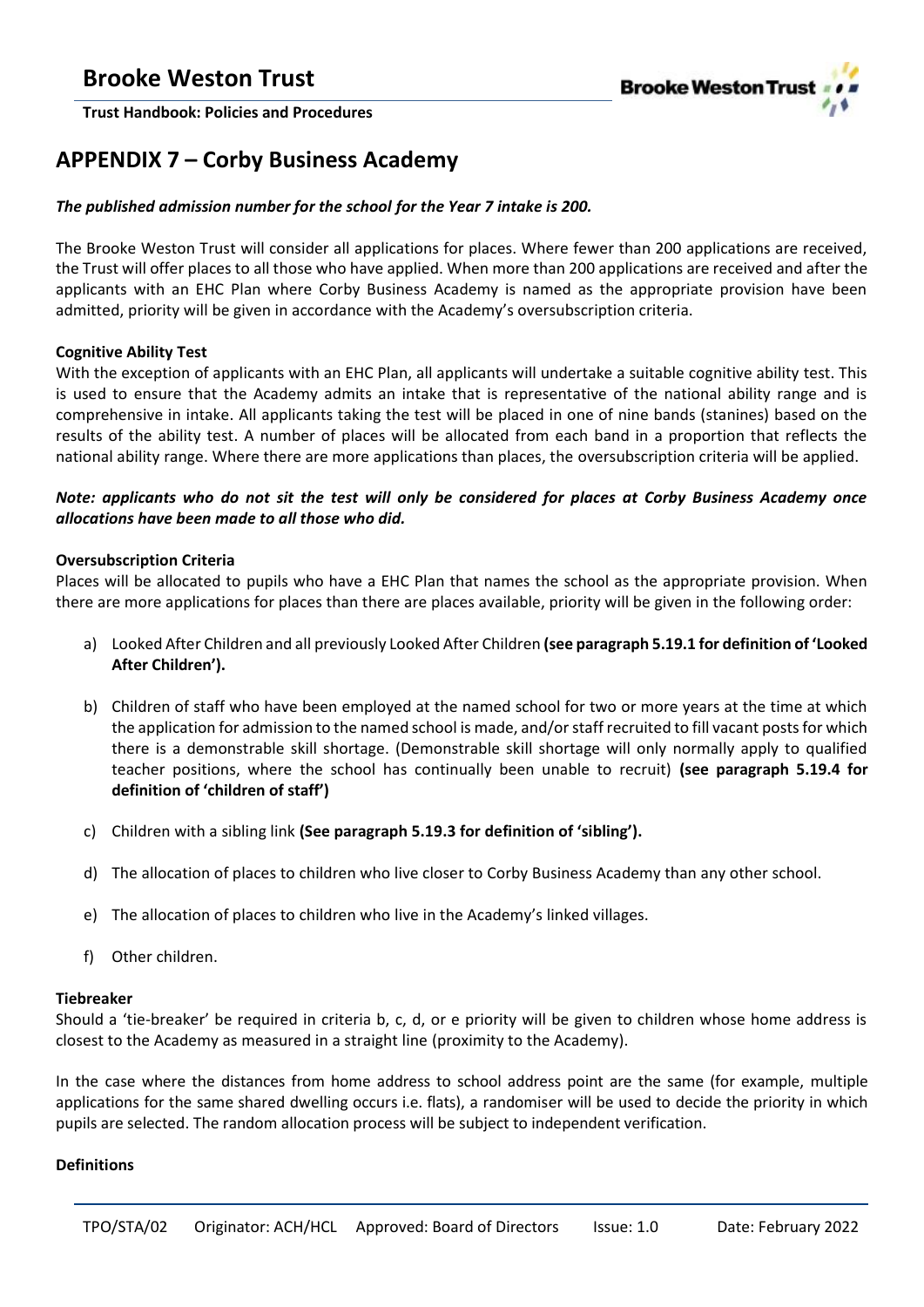## APPENDIX 7 – Corby Business Academy

***The published admission number for the school for the Year 7 intake is 200.***

The Brooke Weston Trust will consider all applications for places. Where fewer than 200 applications are received, the Trust will offer places to all those who have applied. When more than 200 applications are received and after the applicants with an EHC Plan where Corby Business Academy is named as the appropriate provision have been admitted, priority will be given in accordance with the Academy's oversubscription criteria.

**Cognitive Ability Test**

With the exception of applicants with an EHC Plan, all applicants will undertake a suitable cognitive ability test. This is used to ensure that the Academy admits an intake that is representative of the national ability range and is comprehensive in intake. All applicants taking the test will be placed in one of nine bands (stanines) based on the results of the ability test. A number of places will be allocated from each band in a proportion that reflects the national ability range. Where there are more applications than places, the oversubscription criteria will be applied.

***Note: applicants who do not sit the test will only be considered for places at Corby Business Academy once allocations have been made to all those who did.***

**Oversubscription Criteria**

Places will be allocated to pupils who have a EHC Plan that names the school as the appropriate provision. When there are more applications for places than there are places available, priority will be given in the following order:

a) Looked After Children and all previously Looked After Children **(see paragraph 5.19.1 for definition of 'Looked After Children').**

b) Children of staff who have been employed at the named school for two or more years at the time at which the application for admission to the named school is made, and/or staff recruited to fill vacant posts for which there is a demonstrable skill shortage. (Demonstrable skill shortage will only normally apply to qualified teacher positions, where the school has continually been unable to recruit) **(see paragraph 5.19.4 for definition of 'children of staff')**

c) Children with a sibling link **(See paragraph 5.19.3 for definition of 'sibling').**

d) The allocation of places to children who live closer to Corby Business Academy than any other school.

e) The allocation of places to children who live in the Academy's linked villages.

f) Other children.

**Tiebreaker**

Should a 'tie-breaker' be required in criteria b, c, d, or e priority will be given to children whose home address is closest to the Academy as measured in a straight line (proximity to the Academy).

In the case where the distances from home address to school address point are the same (for example, multiple applications for the same shared dwelling occurs i.e. flats), a randomiser will be used to decide the priority in which pupils are selected. The random allocation process will be subject to independent verification.

**Definitions**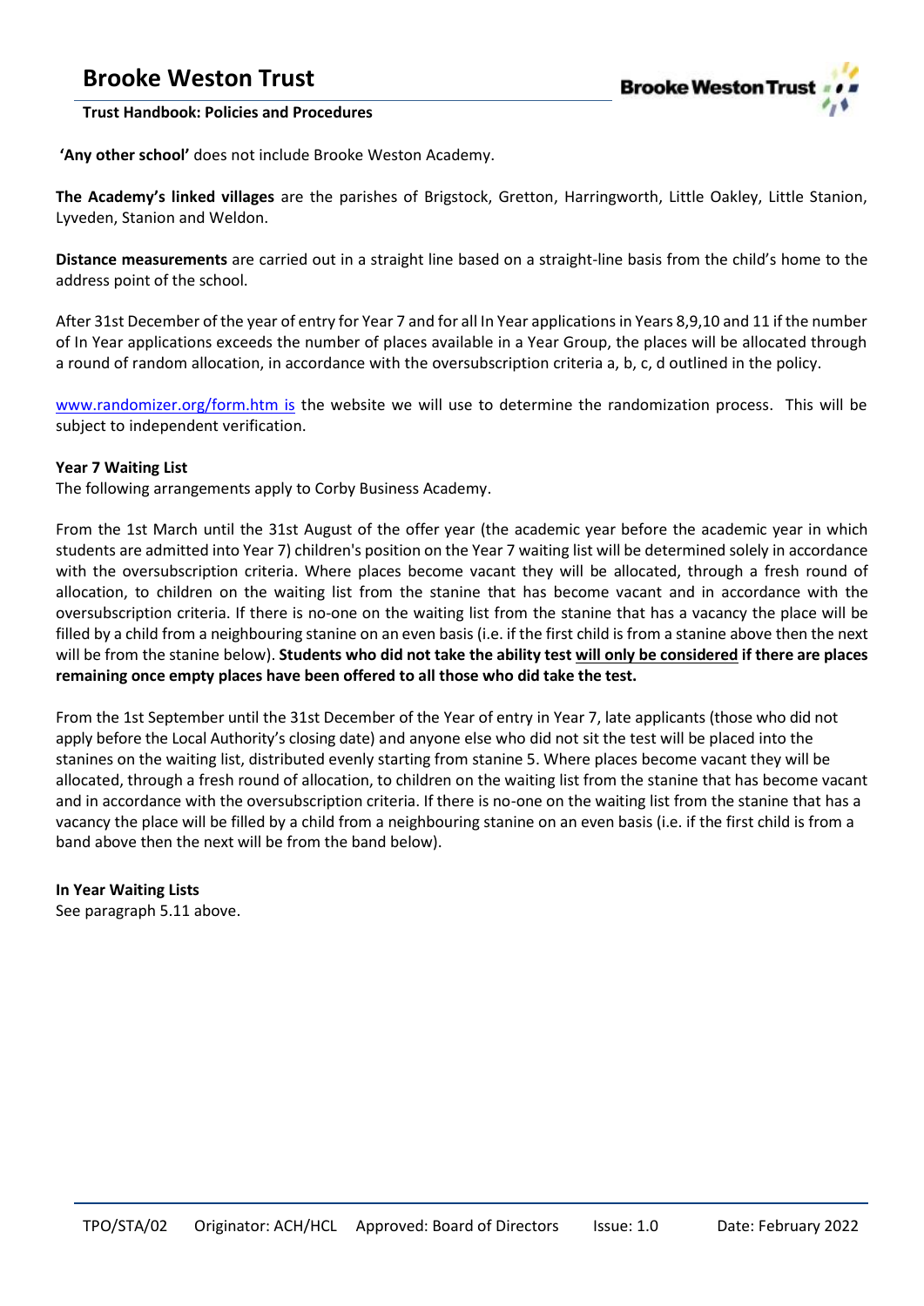**'Any other school'** does not include Brooke Weston Academy.

**The Academy's linked villages** are the parishes of Brigstock, Gretton, Harringworth, Little Oakley, Little Stanion, Lyveden, Stanion and Weldon.

**Distance measurements** are carried out in a straight line based on a straight-line basis from the child's home to the address point of the school.

After 31st December of the year of entry for Year 7 and for all In Year applications in Years 8,9,10 and 11 if the number of In Year applications exceeds the number of places available in a Year Group, the places will be allocated through a round of random allocation, in accordance with the oversubscription criteria a, b, c, d outlined in the policy.

www.randomizer.org/form.htm is the website we will use to determine the randomization process. This will be subject to independent verification.

**Year 7 Waiting List**

The following arrangements apply to Corby Business Academy.

From the 1st March until the 31st August of the offer year (the academic year before the academic year in which students are admitted into Year 7) children's position on the Year 7 waiting list will be determined solely in accordance with the oversubscription criteria. Where places become vacant they will be allocated, through a fresh round of allocation, to children on the waiting list from the stanine that has become vacant and in accordance with the oversubscription criteria. If there is no-one on the waiting list from the stanine that has a vacancy the place will be filled by a child from a neighbouring stanine on an even basis (i.e. if the first child is from a stanine above then the next will be from the stanine below). **Students who did not take the ability test <u>will only be considered</u> if there are places remaining once empty places have been offered to all those who did take the test.**

From the 1st September until the 31st December of the Year of entry in Year 7, late applicants (those who did not apply before the Local Authority's closing date) and anyone else who did not sit the test will be placed into the stanines on the waiting list, distributed evenly starting from stanine 5. Where places become vacant they will be allocated, through a fresh round of allocation, to children on the waiting list from the stanine that has become vacant and in accordance with the oversubscription criteria. If there is no-one on the waiting list from the stanine that has a vacancy the place will be filled by a child from a neighbouring stanine on an even basis (i.e. if the first child is from a band above then the next will be from the band below).

**In Year Waiting Lists**

See paragraph 5.11 above.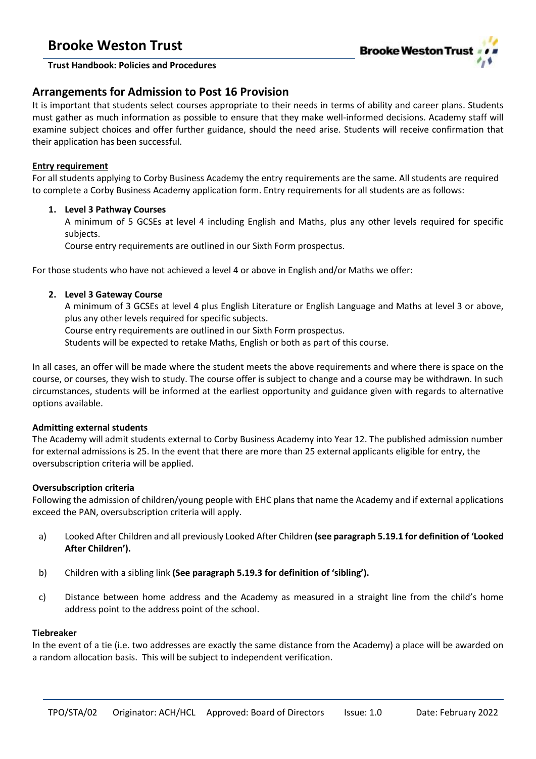## Arrangements for Admission to Post 16 Provision

It is important that students select courses appropriate to their needs in terms of ability and career plans. Students must gather as much information as possible to ensure that they make well-informed decisions. Academy staff will examine subject choices and offer further guidance, should the need arise. Students will receive confirmation that their application has been successful.

**Entry requirement**

For all students applying to Corby Business Academy the entry requirements are the same. All students are required to complete a Corby Business Academy application form. Entry requirements for all students are as follows:

1. **Level 3 Pathway Courses**

   A minimum of 5 GCSEs at level 4 including English and Maths, plus any other levels required for specific subjects.

   Course entry requirements are outlined in our Sixth Form prospectus.

For those students who have not achieved a level 4 or above in English and/or Maths we offer:

2. **Level 3 Gateway Course**

   A minimum of 3 GCSEs at level 4 plus English Literature or English Language and Maths at level 3 or above, plus any other levels required for specific subjects.

   Course entry requirements are outlined in our Sixth Form prospectus.

   Students will be expected to retake Maths, English or both as part of this course.

In all cases, an offer will be made where the student meets the above requirements and where there is space on the course, or courses, they wish to study. The course offer is subject to change and a course may be withdrawn. In such circumstances, students will be informed at the earliest opportunity and guidance given with regards to alternative options available.

**Admitting external students**

The Academy will admit students external to Corby Business Academy into Year 12. The published admission number for external admissions is 25. In the event that there are more than 25 external applicants eligible for entry, the oversubscription criteria will be applied.

**Oversubscription criteria**

Following the admission of children/young people with EHC plans that name the Academy and if external applications exceed the PAN, oversubscription criteria will apply.

a) Looked After Children and all previously Looked After Children **(see paragraph 5.19.1 for definition of 'Looked After Children').**

b) Children with a sibling link **(See paragraph 5.19.3 for definition of 'sibling').**

c) Distance between home address and the Academy as measured in a straight line from the child's home address point to the address point of the school.

**Tiebreaker**

In the event of a tie (i.e. two addresses are exactly the same distance from the Academy) a place will be awarded on a random allocation basis. This will be subject to independent verification.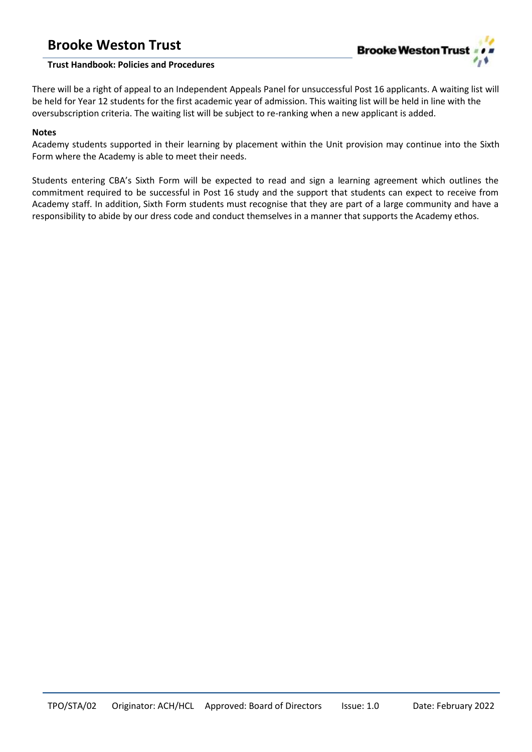There will be a right of appeal to an Independent Appeals Panel for unsuccessful Post 16 applicants. A waiting list will be held for Year 12 students for the first academic year of admission. This waiting list will be held in line with the oversubscription criteria. The waiting list will be subject to re-ranking when a new applicant is added.

**Notes**

Academy students supported in their learning by placement within the Unit provision may continue into the Sixth Form where the Academy is able to meet their needs.

Students entering CBA's Sixth Form will be expected to read and sign a learning agreement which outlines the commitment required to be successful in Post 16 study and the support that students can expect to receive from Academy staff. In addition, Sixth Form students must recognise that they are part of a large community and have a responsibility to abide by our dress code and conduct themselves in a manner that supports the Academy ethos.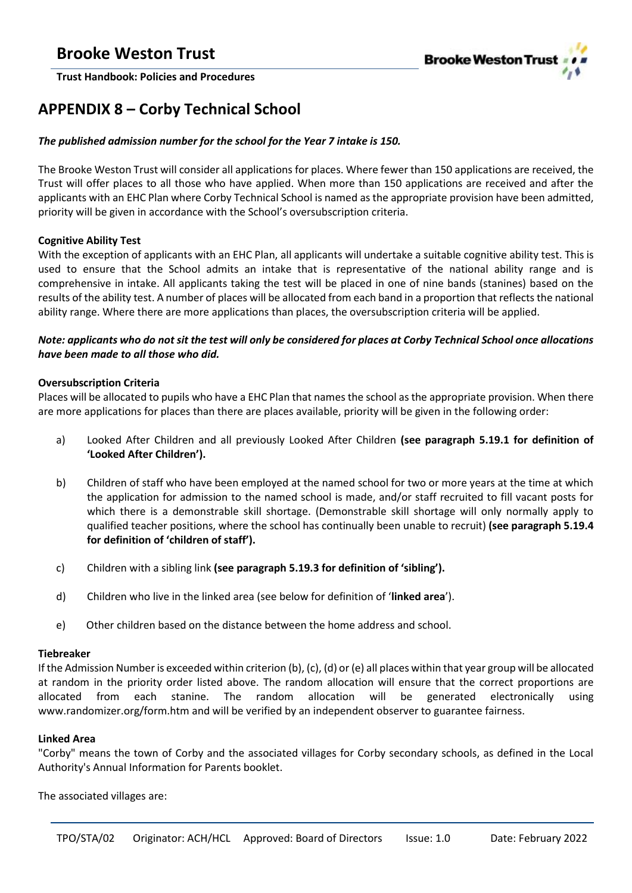## APPENDIX 8 – Corby Technical School

***The published admission number for the school for the Year 7 intake is 150.***

The Brooke Weston Trust will consider all applications for places. Where fewer than 150 applications are received, the Trust will offer places to all those who have applied. When more than 150 applications are received and after the applicants with an EHC Plan where Corby Technical School is named as the appropriate provision have been admitted, priority will be given in accordance with the School's oversubscription criteria.

**Cognitive Ability Test**

With the exception of applicants with an EHC Plan, all applicants will undertake a suitable cognitive ability test. This is used to ensure that the School admits an intake that is representative of the national ability range and is comprehensive in intake. All applicants taking the test will be placed in one of nine bands (stanines) based on the results of the ability test. A number of places will be allocated from each band in a proportion that reflects the national ability range. Where there are more applications than places, the oversubscription criteria will be applied.

***Note: applicants who do not sit the test will only be considered for places at Corby Technical School once allocations have been made to all those who did.***

**Oversubscription Criteria**

Places will be allocated to pupils who have a EHC Plan that names the school as the appropriate provision. When there are more applications for places than there are places available, priority will be given in the following order:

a) Looked After Children and all previously Looked After Children **(see paragraph 5.19.1 for definition of 'Looked After Children').**

b) Children of staff who have been employed at the named school for two or more years at the time at which the application for admission to the named school is made, and/or staff recruited to fill vacant posts for which there is a demonstrable skill shortage. (Demonstrable skill shortage will only normally apply to qualified teacher positions, where the school has continually been unable to recruit) **(see paragraph 5.19.4 for definition of 'children of staff').**

c) Children with a sibling link **(see paragraph 5.19.3 for definition of 'sibling').**

d) Children who live in the linked area (see below for definition of '**linked area**').

e) Other children based on the distance between the home address and school.

**Tiebreaker**

If the Admission Number is exceeded within criterion (b), (c), (d) or (e) all places within that year group will be allocated at random in the priority order listed above. The random allocation will ensure that the correct proportions are allocated from each stanine. The random allocation will be generated electronically using www.randomizer.org/form.htm and will be verified by an independent observer to guarantee fairness.

**Linked Area**

"Corby" means the town of Corby and the associated villages for Corby secondary schools, as defined in the Local Authority's Annual Information for Parents booklet.

The associated villages are: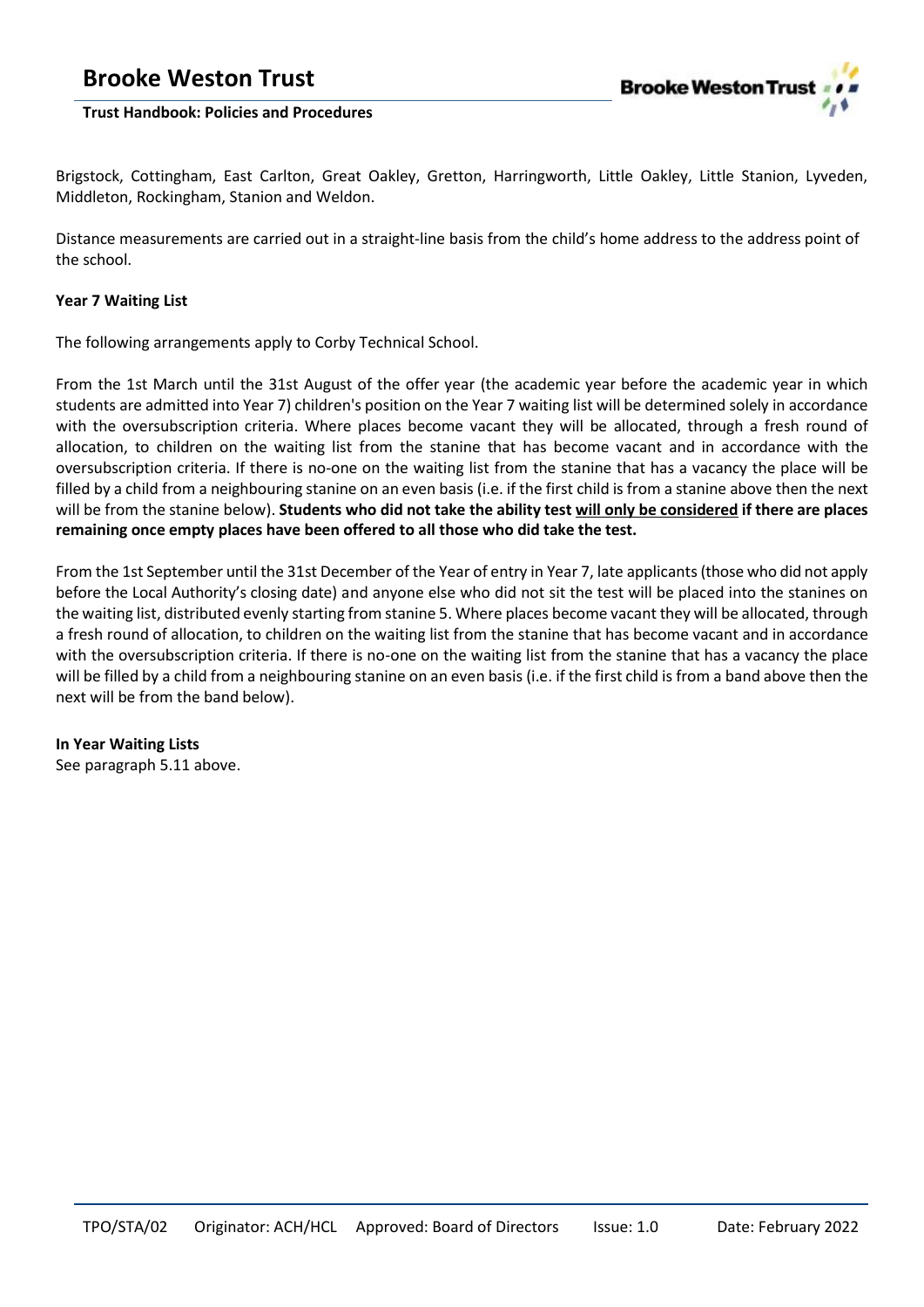Brigstock, Cottingham, East Carlton, Great Oakley, Gretton, Harringworth, Little Oakley, Little Stanion, Lyveden, Middleton, Rockingham, Stanion and Weldon.

Distance measurements are carried out in a straight-line basis from the child's home address to the address point of the school.

**Year 7 Waiting List**

The following arrangements apply to Corby Technical School.

From the 1st March until the 31st August of the offer year (the academic year before the academic year in which students are admitted into Year 7) children's position on the Year 7 waiting list will be determined solely in accordance with the oversubscription criteria. Where places become vacant they will be allocated, through a fresh round of allocation, to children on the waiting list from the stanine that has become vacant and in accordance with the oversubscription criteria. If there is no-one on the waiting list from the stanine that has a vacancy the place will be filled by a child from a neighbouring stanine on an even basis (i.e. if the first child is from a stanine above then the next will be from the stanine below). **Students who did not take the ability test <u>will only be considered</u> if there are places remaining once empty places have been offered to all those who did take the test.**

From the 1st September until the 31st December of the Year of entry in Year 7, late applicants (those who did not apply before the Local Authority's closing date) and anyone else who did not sit the test will be placed into the stanines on the waiting list, distributed evenly starting from stanine 5. Where places become vacant they will be allocated, through a fresh round of allocation, to children on the waiting list from the stanine that has become vacant and in accordance with the oversubscription criteria. If there is no-one on the waiting list from the stanine that has a vacancy the place will be filled by a child from a neighbouring stanine on an even basis (i.e. if the first child is from a band above then the next will be from the band below).

**In Year Waiting Lists**

See paragraph 5.11 above.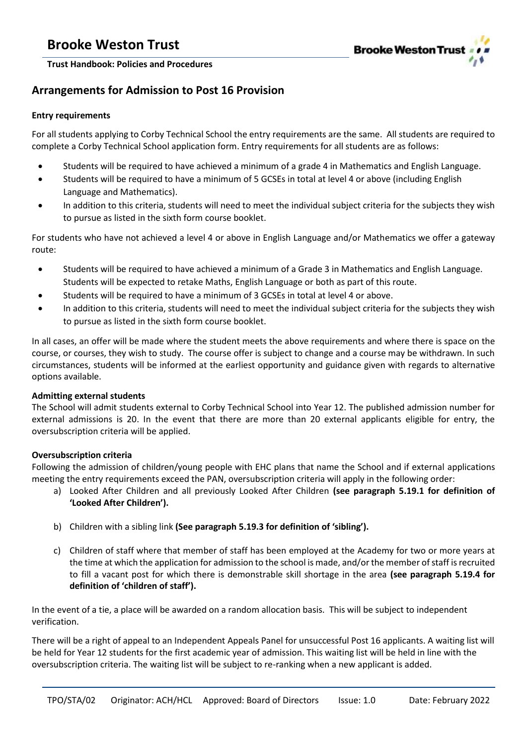## Arrangements for Admission to Post 16 Provision

**Entry requirements**

For all students applying to Corby Technical School the entry requirements are the same. All students are required to complete a Corby Technical School application form. Entry requirements for all students are as follows:

- Students will be required to have achieved a minimum of a grade 4 in Mathematics and English Language.
- Students will be required to have a minimum of 5 GCSEs in total at level 4 or above (including English Language and Mathematics).
- In addition to this criteria, students will need to meet the individual subject criteria for the subjects they wish to pursue as listed in the sixth form course booklet.

For students who have not achieved a level 4 or above in English Language and/or Mathematics we offer a gateway route:

- Students will be required to have achieved a minimum of a Grade 3 in Mathematics and English Language. Students will be expected to retake Maths, English Language or both as part of this route.
- Students will be required to have a minimum of 3 GCSEs in total at level 4 or above.
- In addition to this criteria, students will need to meet the individual subject criteria for the subjects they wish to pursue as listed in the sixth form course booklet.

In all cases, an offer will be made where the student meets the above requirements and where there is space on the course, or courses, they wish to study. The course offer is subject to change and a course may be withdrawn. In such circumstances, students will be informed at the earliest opportunity and guidance given with regards to alternative options available.

**Admitting external students**

The School will admit students external to Corby Technical School into Year 12. The published admission number for external admissions is 20. In the event that there are more than 20 external applicants eligible for entry, the oversubscription criteria will be applied.

**Oversubscription criteria**

Following the admission of children/young people with EHC plans that name the School and if external applications meeting the entry requirements exceed the PAN, oversubscription criteria will apply in the following order:

a) Looked After Children and all previously Looked After Children **(see paragraph 5.19.1 for definition of 'Looked After Children').**

b) Children with a sibling link **(See paragraph 5.19.3 for definition of 'sibling').**

c) Children of staff where that member of staff has been employed at the Academy for two or more years at the time at which the application for admission to the school is made, and/or the member of staff is recruited to fill a vacant post for which there is demonstrable skill shortage in the area **(see paragraph 5.19.4 for definition of 'children of staff').**

In the event of a tie, a place will be awarded on a random allocation basis. This will be subject to independent verification.

There will be a right of appeal to an Independent Appeals Panel for unsuccessful Post 16 applicants. A waiting list will be held for Year 12 students for the first academic year of admission. This waiting list will be held in line with the oversubscription criteria. The waiting list will be subject to re-ranking when a new applicant is added.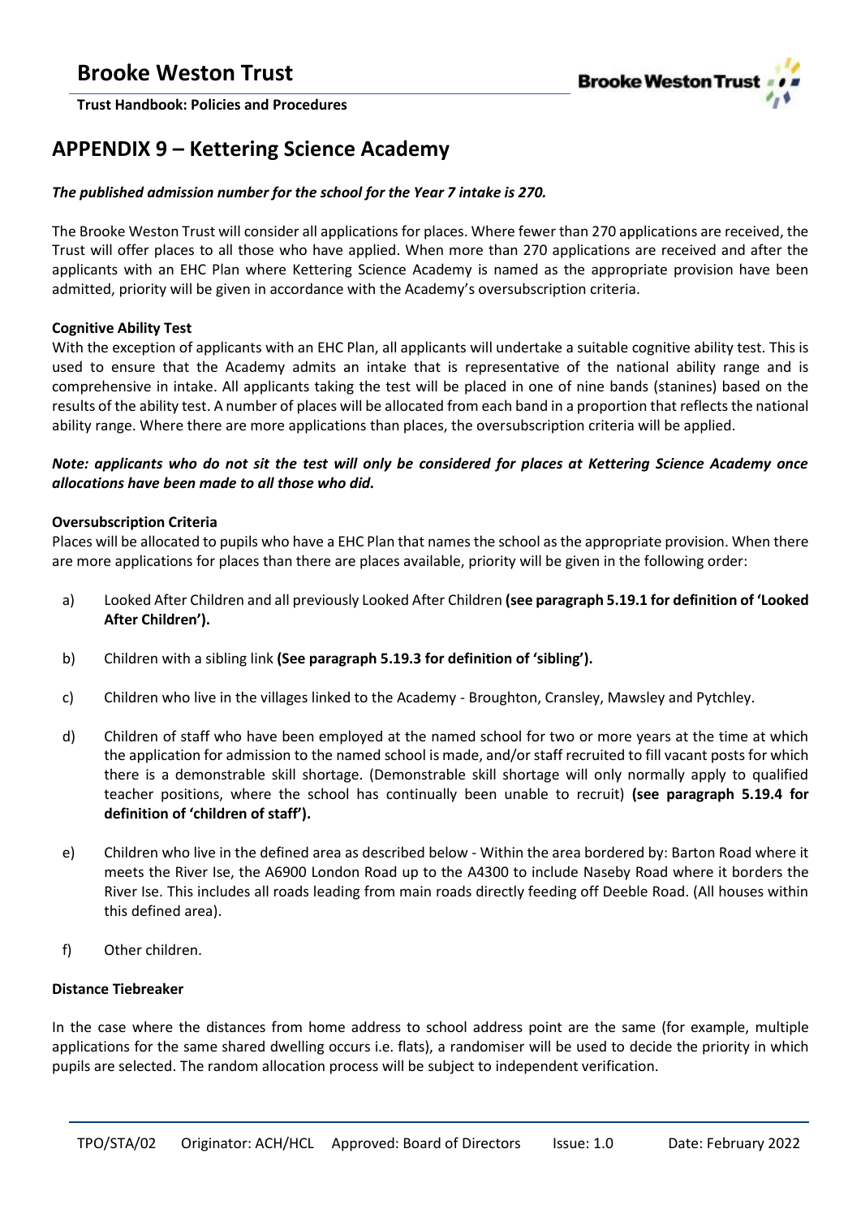## APPENDIX 9 – Kettering Science Academy

***The published admission number for the school for the Year 7 intake is 270.***

The Brooke Weston Trust will consider all applications for places. Where fewer than 270 applications are received, the Trust will offer places to all those who have applied. When more than 270 applications are received and after the applicants with an EHC Plan where Kettering Science Academy is named as the appropriate provision have been admitted, priority will be given in accordance with the Academy's oversubscription criteria.

**Cognitive Ability Test**

With the exception of applicants with an EHC Plan, all applicants will undertake a suitable cognitive ability test. This is used to ensure that the Academy admits an intake that is representative of the national ability range and is comprehensive in intake. All applicants taking the test will be placed in one of nine bands (stanines) based on the results of the ability test. A number of places will be allocated from each band in a proportion that reflects the national ability range. Where there are more applications than places, the oversubscription criteria will be applied.

***Note: applicants who do not sit the test will only be considered for places at Kettering Science Academy once allocations have been made to all those who did.***

**Oversubscription Criteria**

Places will be allocated to pupils who have a EHC Plan that names the school as the appropriate provision. When there are more applications for places than there are places available, priority will be given in the following order:

a) Looked After Children and all previously Looked After Children **(see paragraph 5.19.1 for definition of 'Looked After Children').**

b) Children with a sibling link **(See paragraph 5.19.3 for definition of 'sibling').**

c) Children who live in the villages linked to the Academy - Broughton, Cransley, Mawsley and Pytchley.

d) Children of staff who have been employed at the named school for two or more years at the time at which the application for admission to the named school is made, and/or staff recruited to fill vacant posts for which there is a demonstrable skill shortage. (Demonstrable skill shortage will only normally apply to qualified teacher positions, where the school has continually been unable to recruit) **(see paragraph 5.19.4 for definition of 'children of staff').**

e) Children who live in the defined area as described below - Within the area bordered by: Barton Road where it meets the River Ise, the A6900 London Road up to the A4300 to include Naseby Road where it borders the River Ise. This includes all roads leading from main roads directly feeding off Deeble Road. (All houses within this defined area).

f) Other children.

**Distance Tiebreaker**

In the case where the distances from home address to school address point are the same (for example, multiple applications for the same shared dwelling occurs i.e. flats), a randomiser will be used to decide the priority in which pupils are selected. The random allocation process will be subject to independent verification.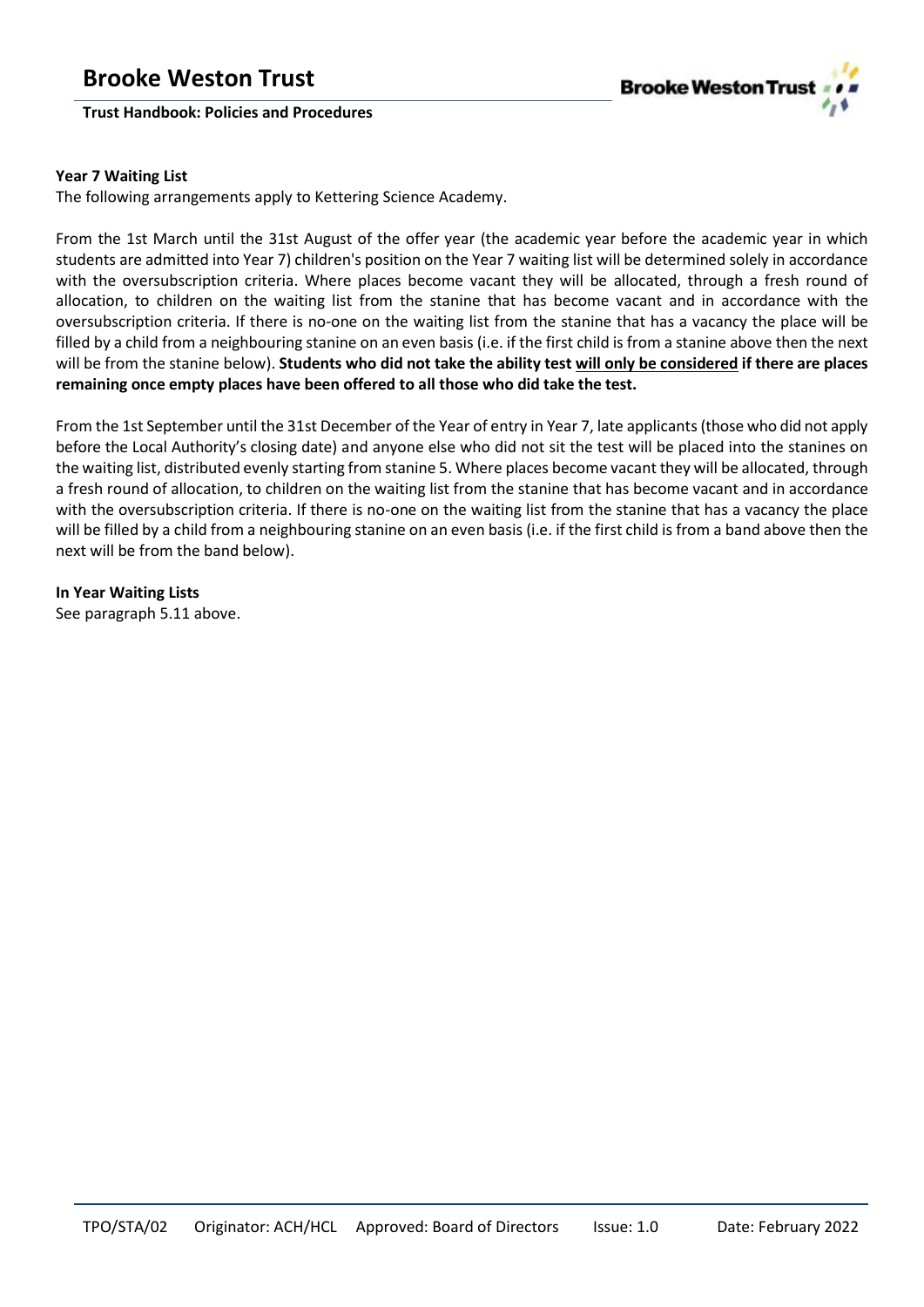**Year 7 Waiting List**
The following arrangements apply to Kettering Science Academy.

From the 1st March until the 31st August of the offer year (the academic year before the academic year in which students are admitted into Year 7) children's position on the Year 7 waiting list will be determined solely in accordance with the oversubscription criteria. Where places become vacant they will be allocated, through a fresh round of allocation, to children on the waiting list from the stanine that has become vacant and in accordance with the oversubscription criteria. If there is no-one on the waiting list from the stanine that has a vacancy the place will be filled by a child from a neighbouring stanine on an even basis (i.e. if the first child is from a stanine above then the next will be from the stanine below). **Students who did not take the ability test <u>will only be considered</u> if there are places remaining once empty places have been offered to all those who did take the test.**

From the 1st September until the 31st December of the Year of entry in Year 7, late applicants (those who did not apply before the Local Authority's closing date) and anyone else who did not sit the test will be placed into the stanines on the waiting list, distributed evenly starting from stanine 5. Where places become vacant they will be allocated, through a fresh round of allocation, to children on the waiting list from the stanine that has become vacant and in accordance with the oversubscription criteria. If there is no-one on the waiting list from the stanine that has a vacancy the place will be filled by a child from a neighbouring stanine on an even basis (i.e. if the first child is from a band above then the next will be from the band below).

**In Year Waiting Lists**
See paragraph 5.11 above.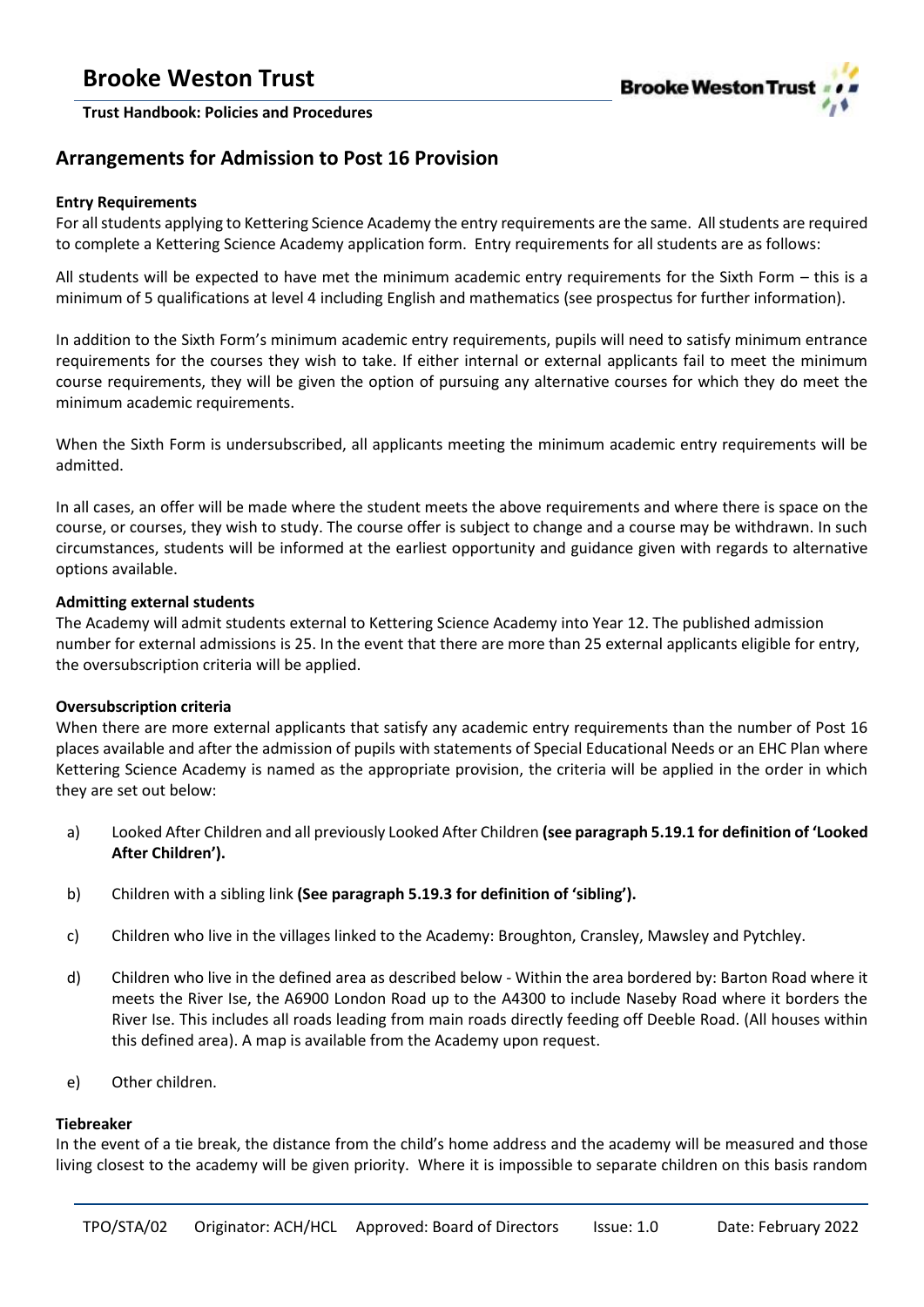## Arrangements for Admission to Post 16 Provision

**Entry Requirements**

For all students applying to Kettering Science Academy the entry requirements are the same. All students are required to complete a Kettering Science Academy application form. Entry requirements for all students are as follows:

All students will be expected to have met the minimum academic entry requirements for the Sixth Form – this is a minimum of 5 qualifications at level 4 including English and mathematics (see prospectus for further information).

In addition to the Sixth Form's minimum academic entry requirements, pupils will need to satisfy minimum entrance requirements for the courses they wish to take. If either internal or external applicants fail to meet the minimum course requirements, they will be given the option of pursuing any alternative courses for which they do meet the minimum academic requirements.

When the Sixth Form is undersubscribed, all applicants meeting the minimum academic entry requirements will be admitted.

In all cases, an offer will be made where the student meets the above requirements and where there is space on the course, or courses, they wish to study. The course offer is subject to change and a course may be withdrawn. In such circumstances, students will be informed at the earliest opportunity and guidance given with regards to alternative options available.

**Admitting external students**

The Academy will admit students external to Kettering Science Academy into Year 12. The published admission number for external admissions is 25. In the event that there are more than 25 external applicants eligible for entry, the oversubscription criteria will be applied.

**Oversubscription criteria**

When there are more external applicants that satisfy any academic entry requirements than the number of Post 16 places available and after the admission of pupils with statements of Special Educational Needs or an EHC Plan where Kettering Science Academy is named as the appropriate provision, the criteria will be applied in the order in which they are set out below:

a) Looked After Children and all previously Looked After Children **(see paragraph 5.19.1 for definition of 'Looked After Children').**

b) Children with a sibling link **(See paragraph 5.19.3 for definition of 'sibling').**

c) Children who live in the villages linked to the Academy: Broughton, Cransley, Mawsley and Pytchley.

d) Children who live in the defined area as described below - Within the area bordered by: Barton Road where it meets the River Ise, the A6900 London Road up to the A4300 to include Naseby Road where it borders the River Ise. This includes all roads leading from main roads directly feeding off Deeble Road. (All houses within this defined area). A map is available from the Academy upon request.

e) Other children.

**Tiebreaker**

In the event of a tie break, the distance from the child's home address and the academy will be measured and those living closest to the academy will be given priority. Where it is impossible to separate children on this basis random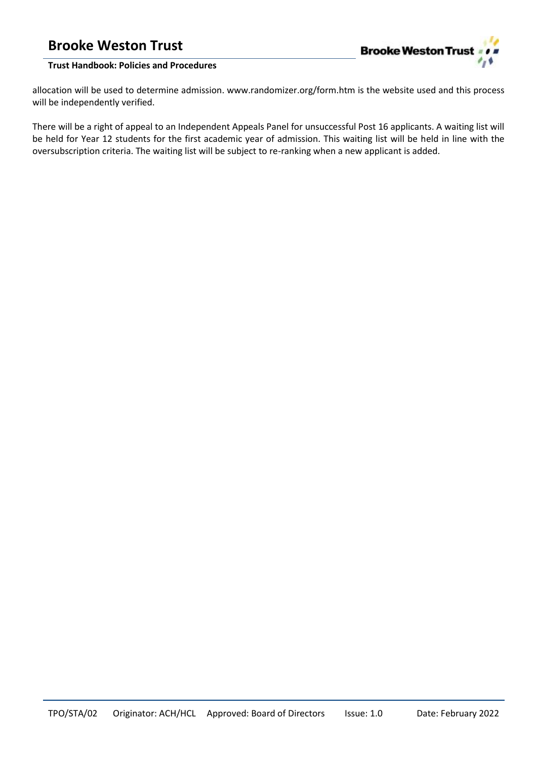allocation will be used to determine admission. www.randomizer.org/form.htm is the website used and this process will be independently verified.

There will be a right of appeal to an Independent Appeals Panel for unsuccessful Post 16 applicants. A waiting list will be held for Year 12 students for the first academic year of admission. This waiting list will be held in line with the oversubscription criteria. The waiting list will be subject to re-ranking when a new applicant is added.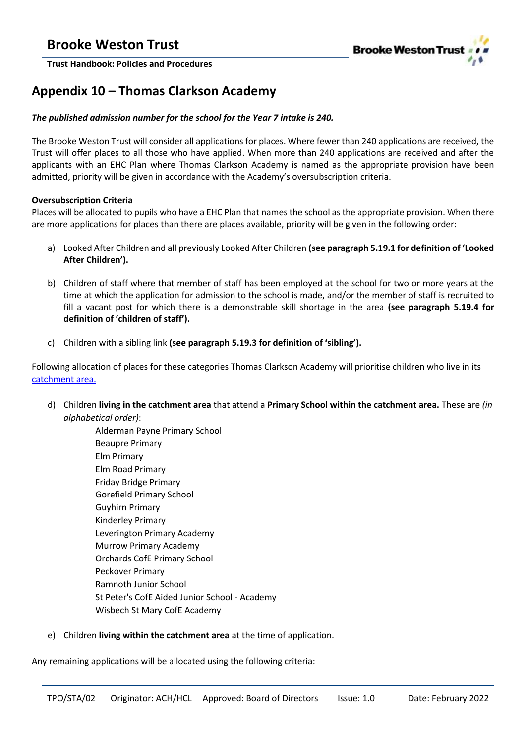## Appendix 10 – Thomas Clarkson Academy

***The published admission number for the school for the Year 7 intake is 240.***

The Brooke Weston Trust will consider all applications for places. Where fewer than 240 applications are received, the Trust will offer places to all those who have applied. When more than 240 applications are received and after the applicants with an EHC Plan where Thomas Clarkson Academy is named as the appropriate provision have been admitted, priority will be given in accordance with the Academy's oversubscription criteria.

**Oversubscription Criteria**

Places will be allocated to pupils who have a EHC Plan that names the school as the appropriate provision. When there are more applications for places than there are places available, priority will be given in the following order:

a) Looked After Children and all previously Looked After Children **(see paragraph 5.19.1 for definition of 'Looked After Children').**

b) Children of staff where that member of staff has been employed at the school for two or more years at the time at which the application for admission to the school is made, and/or the member of staff is recruited to fill a vacant post for which there is a demonstrable skill shortage in the area **(see paragraph 5.19.4 for definition of 'children of staff').**

c) Children with a sibling link **(see paragraph 5.19.3 for definition of 'sibling').**

Following allocation of places for these categories Thomas Clarkson Academy will prioritise children who live in its catchment area.

d) Children **living in the catchment area** that attend a **Primary School within the catchment area.** These are *(in alphabetical order)*:
   - Alderman Payne Primary School
   - Beaupre Primary
   - Elm Primary
   - Elm Road Primary
   - Friday Bridge Primary
   - Gorefield Primary School
   - Guyhirn Primary
   - Kinderley Primary
   - Leverington Primary Academy
   - Murrow Primary Academy
   - Orchards CofE Primary School
   - Peckover Primary
   - Ramnoth Junior School
   - St Peter's CofE Aided Junior School - Academy
   - Wisbech St Mary CofE Academy

e) Children **living within the catchment area** at the time of application.

Any remaining applications will be allocated using the following criteria: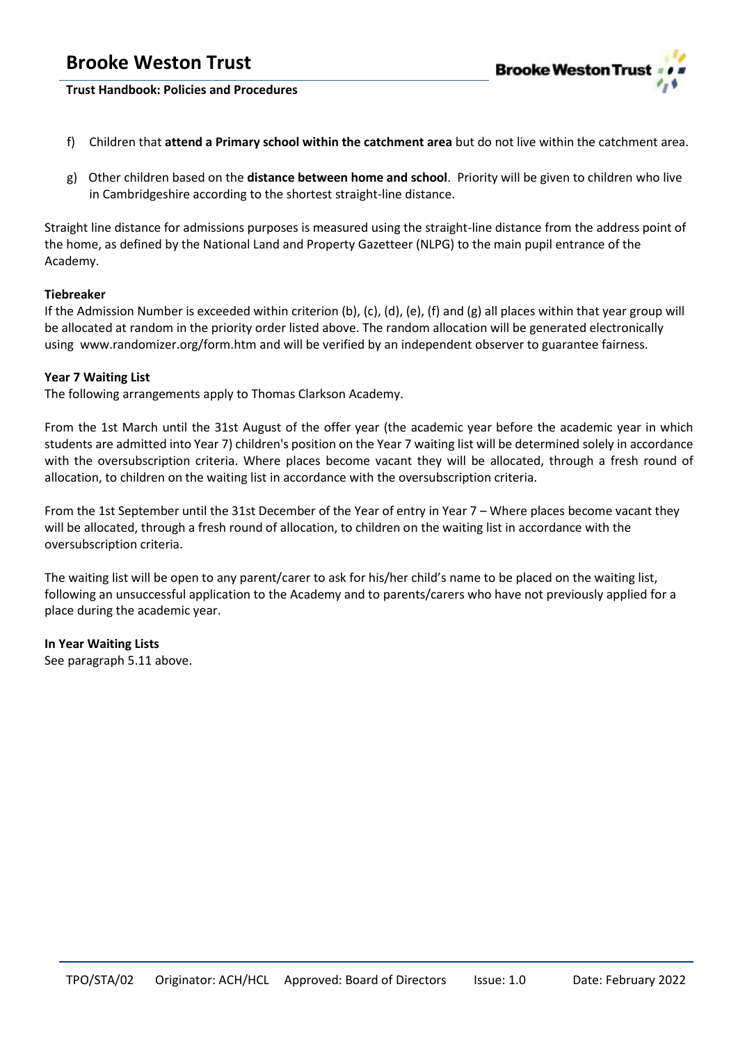f) Children that **attend a Primary school within the catchment area** but do not live within the catchment area.

g) Other children based on the **distance between home and school**. Priority will be given to children who live in Cambridgeshire according to the shortest straight-line distance.

Straight line distance for admissions purposes is measured using the straight-line distance from the address point of the home, as defined by the National Land and Property Gazetteer (NLPG) to the main pupil entrance of the Academy.

**Tiebreaker**

If the Admission Number is exceeded within criterion (b), (c), (d), (e), (f) and (g) all places within that year group will be allocated at random in the priority order listed above. The random allocation will be generated electronically using www.randomizer.org/form.htm and will be verified by an independent observer to guarantee fairness.

**Year 7 Waiting List**

The following arrangements apply to Thomas Clarkson Academy.

From the 1st March until the 31st August of the offer year (the academic year before the academic year in which students are admitted into Year 7) children's position on the Year 7 waiting list will be determined solely in accordance with the oversubscription criteria. Where places become vacant they will be allocated, through a fresh round of allocation, to children on the waiting list in accordance with the oversubscription criteria.

From the 1st September until the 31st December of the Year of entry in Year 7 – Where places become vacant they will be allocated, through a fresh round of allocation, to children on the waiting list in accordance with the oversubscription criteria.

The waiting list will be open to any parent/carer to ask for his/her child's name to be placed on the waiting list, following an unsuccessful application to the Academy and to parents/carers who have not previously applied for a place during the academic year.

**In Year Waiting Lists**

See paragraph 5.11 above.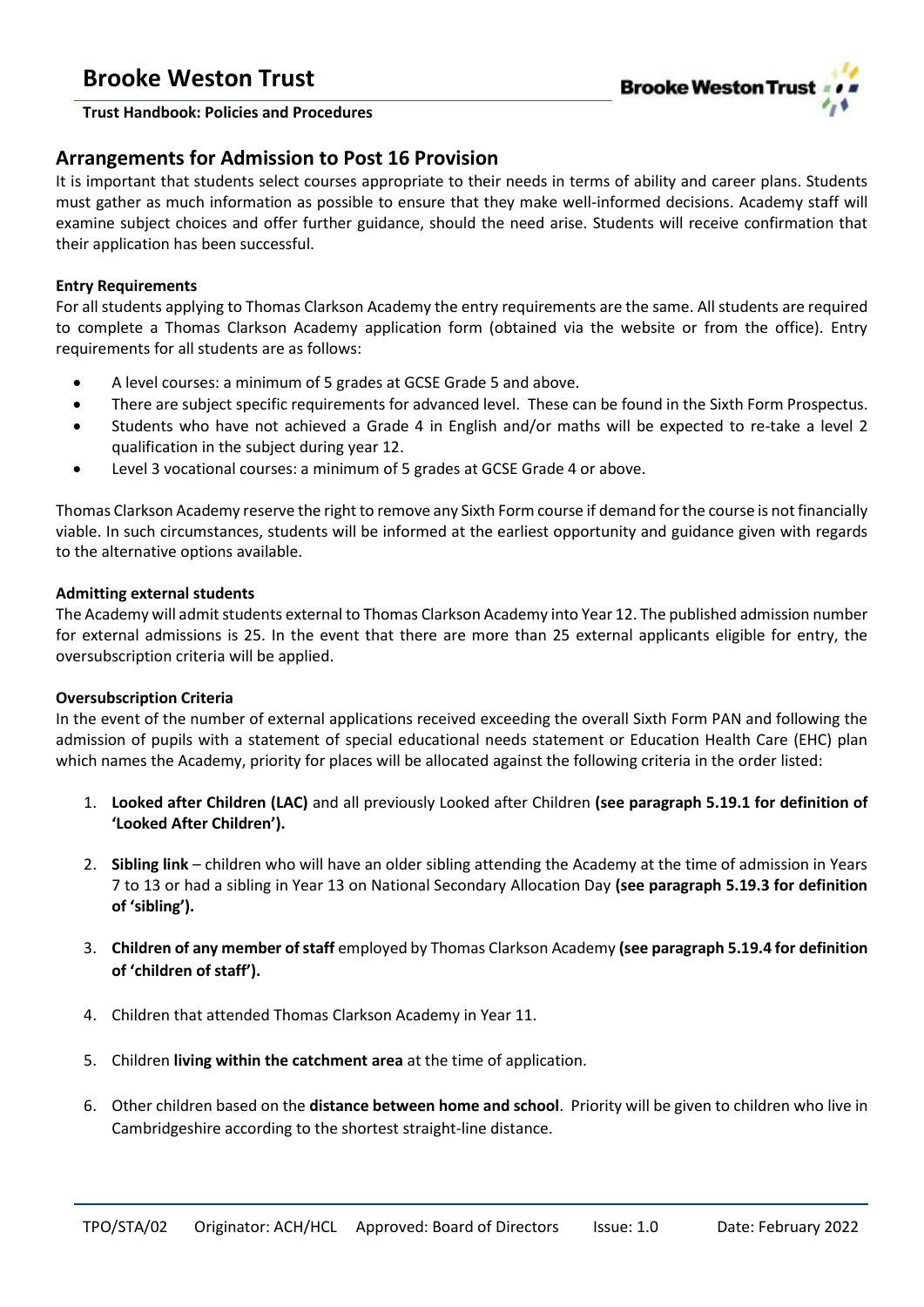## Arrangements for Admission to Post 16 Provision

It is important that students select courses appropriate to their needs in terms of ability and career plans. Students must gather as much information as possible to ensure that they make well-informed decisions. Academy staff will examine subject choices and offer further guidance, should the need arise. Students will receive confirmation that their application has been successful.

**Entry Requirements**

For all students applying to Thomas Clarkson Academy the entry requirements are the same. All students are required to complete a Thomas Clarkson Academy application form (obtained via the website or from the office). Entry requirements for all students are as follows:

- A level courses: a minimum of 5 grades at GCSE Grade 5 and above.
- There are subject specific requirements for advanced level. These can be found in the Sixth Form Prospectus.
- Students who have not achieved a Grade 4 in English and/or maths will be expected to re-take a level 2 qualification in the subject during year 12.
- Level 3 vocational courses: a minimum of 5 grades at GCSE Grade 4 or above.

Thomas Clarkson Academy reserve the right to remove any Sixth Form course if demand for the course is not financially viable. In such circumstances, students will be informed at the earliest opportunity and guidance given with regards to the alternative options available.

**Admitting external students**

The Academy will admit students external to Thomas Clarkson Academy into Year 12. The published admission number for external admissions is 25. In the event that there are more than 25 external applicants eligible for entry, the oversubscription criteria will be applied.

**Oversubscription Criteria**

In the event of the number of external applications received exceeding the overall Sixth Form PAN and following the admission of pupils with a statement of special educational needs statement or Education Health Care (EHC) plan which names the Academy, priority for places will be allocated against the following criteria in the order listed:

1. **Looked after Children (LAC)** and all previously Looked after Children **(see paragraph 5.19.1 for definition of 'Looked After Children').**

2. **Sibling link** – children who will have an older sibling attending the Academy at the time of admission in Years 7 to 13 or had a sibling in Year 13 on National Secondary Allocation Day **(see paragraph 5.19.3 for definition of 'sibling').**

3. **Children of any member of staff** employed by Thomas Clarkson Academy **(see paragraph 5.19.4 for definition of 'children of staff').**

4. Children that attended Thomas Clarkson Academy in Year 11.

5. Children **living within the catchment area** at the time of application.

6. Other children based on the **distance between home and school**. Priority will be given to children who live in Cambridgeshire according to the shortest straight-line distance.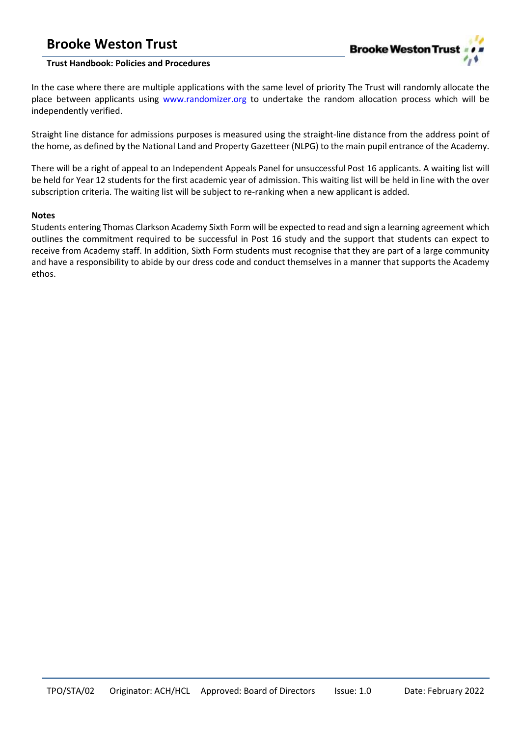In the case where there are multiple applications with the same level of priority The Trust will randomly allocate the place between applicants using www.randomizer.org to undertake the random allocation process which will be independently verified.

Straight line distance for admissions purposes is measured using the straight-line distance from the address point of the home, as defined by the National Land and Property Gazetteer (NLPG) to the main pupil entrance of the Academy.

There will be a right of appeal to an Independent Appeals Panel for unsuccessful Post 16 applicants. A waiting list will be held for Year 12 students for the first academic year of admission. This waiting list will be held in line with the over subscription criteria. The waiting list will be subject to re-ranking when a new applicant is added.

**Notes**

Students entering Thomas Clarkson Academy Sixth Form will be expected to read and sign a learning agreement which outlines the commitment required to be successful in Post 16 study and the support that students can expect to receive from Academy staff. In addition, Sixth Form students must recognise that they are part of a large community and have a responsibility to abide by our dress code and conduct themselves in a manner that supports the Academy ethos.